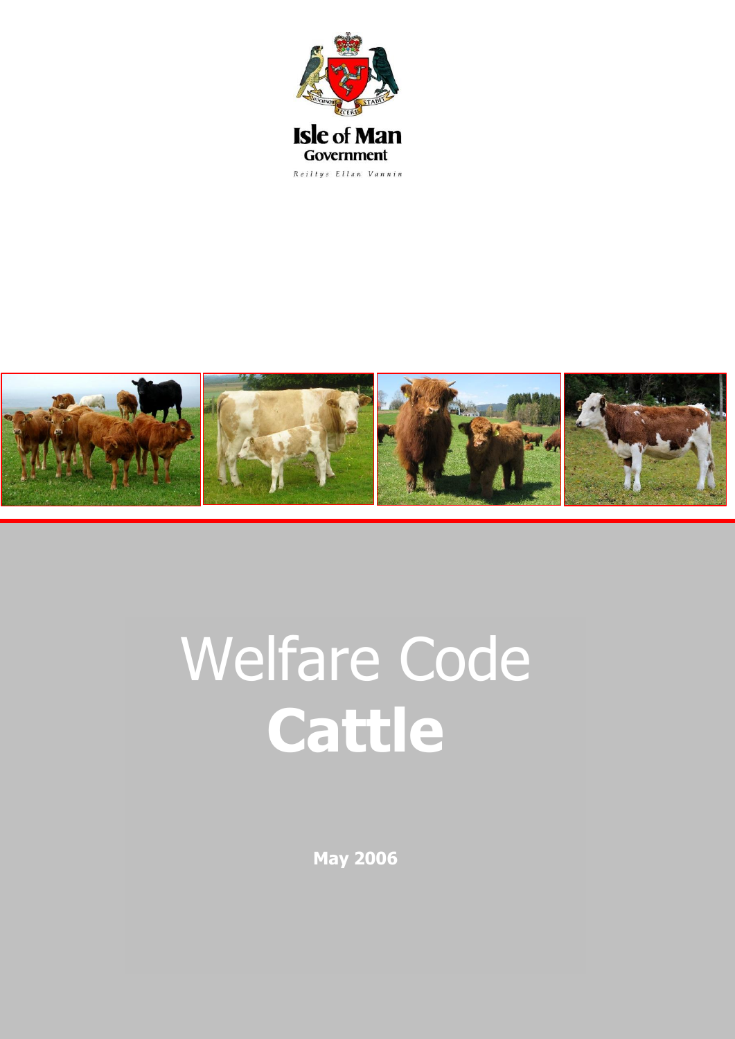Isle of Man Government

Reiltys Ellan Vannin

# Welfare Code **Cattle**

**May 2006**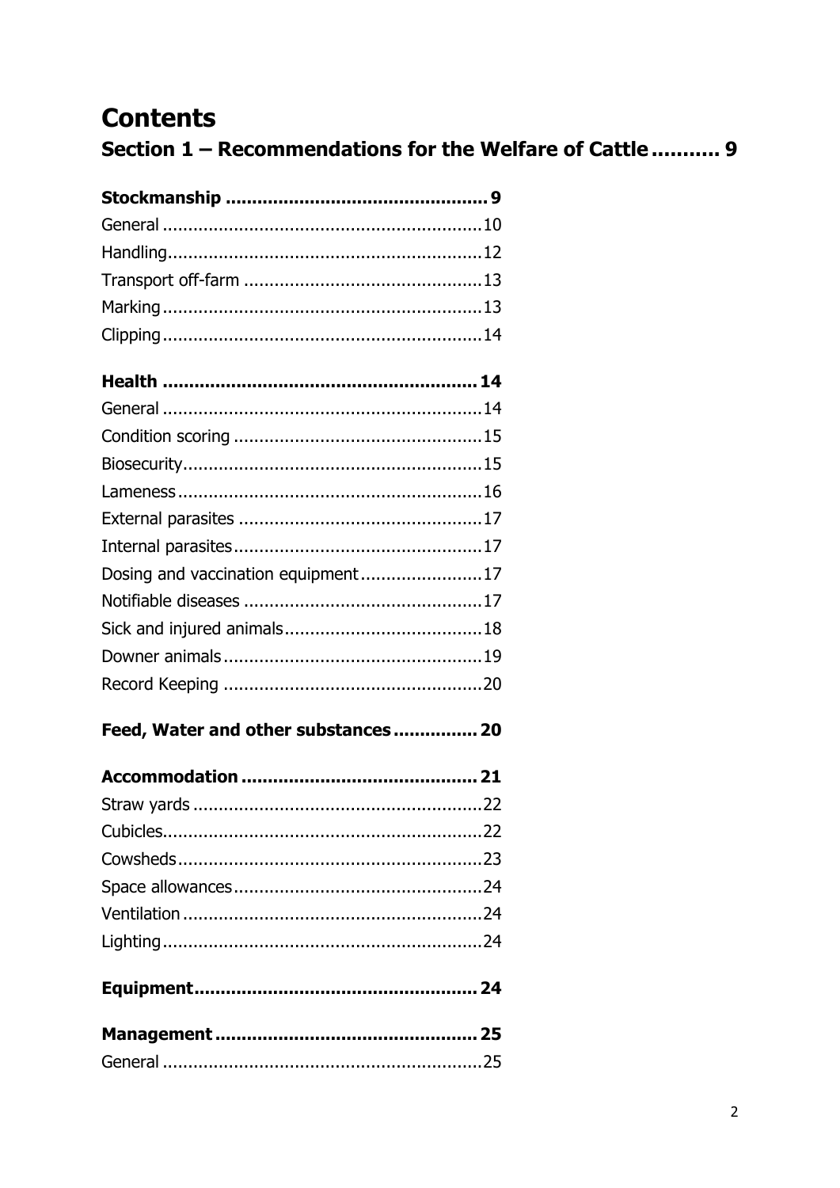# Contents

## Section 1 – Recommendations for the Welfare of Cattle .......... 9

**Stockmanship ................................................ 9**

General .............................................................10

Handling............................................................12

Transport off-farm ..............................................13

Marking..............................................................13

Clipping..............................................................14

**Health .......................................................... 14**

General ..............................................................14

Condition scoring ................................................15

Biosecurity..........................................................15

Lameness ...........................................................16

External parasites ...............................................17

Internal parasites.................................................17

Dosing and vaccination equipment........................17

Notifiable diseases ..............................................17

Sick and injured animals.......................................18

Downer animals ..................................................19

Record Keeping ...................................................20

**Feed, Water and other substances ............... 20**

**Accommodation ............................................ 21**

Straw yards ........................................................22

Cubicles..............................................................22

Cowsheds...........................................................23

Space allowances................................................24

Ventilation ..........................................................24

Lighting..............................................................24

**Equipment..................................................... 24**

**Management ................................................. 25**

General ..............................................................25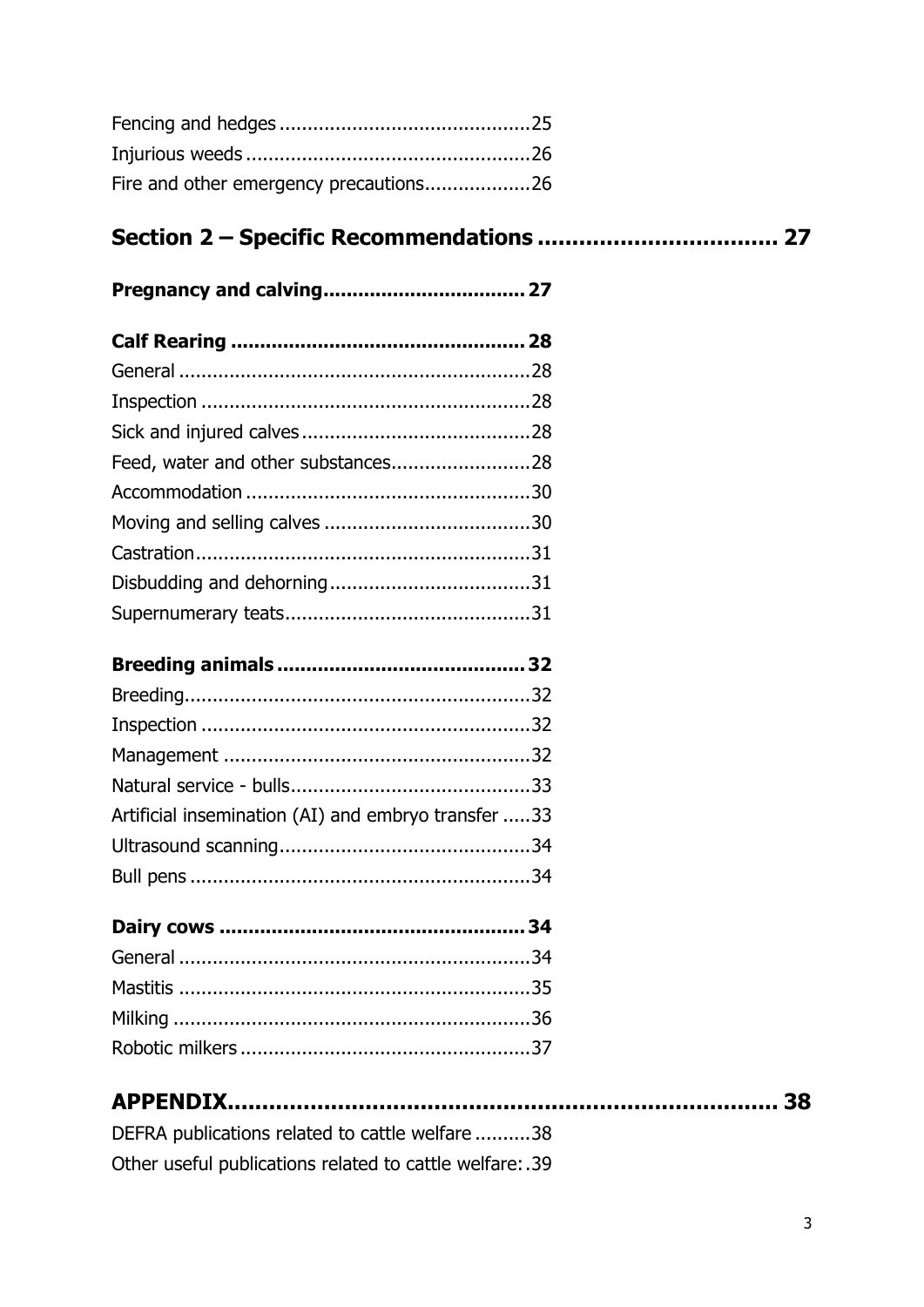Fencing and hedges ............................................25
Injurious weeds ..................................................26
Fire and other emergency precautions...................26

## Section 2 – Specific Recommendations .................................. 27

**Pregnancy and calving.................................. 27**

**Calf Rearing ................................................. 28**

General ..............................................................28
Inspection ..........................................................28
Sick and injured calves .........................................28
Feed, water and other substances.........................28
Accommodation ..................................................30
Moving and selling calves .....................................30
Castration...........................................................31
Disbudding and dehorning....................................31
Supernumerary teats............................................31

**Breeding animals .......................................... 32**

Breeding.............................................................32
Inspection ..........................................................32
Management ......................................................32
Natural service - bulls...........................................33
Artificial insemination (AI) and embryo transfer .....33
Ultrasound scanning.............................................34
Bull pens ............................................................34

**Dairy cows .................................................... 34**

General ..............................................................34
Mastitis ..............................................................35
Milking ...............................................................36
Robotic milkers ...................................................37

## APPENDIX.............................................................................. 38

DEFRA publications related to cattle welfare ..........38
Other useful publications related to cattle welfare: .39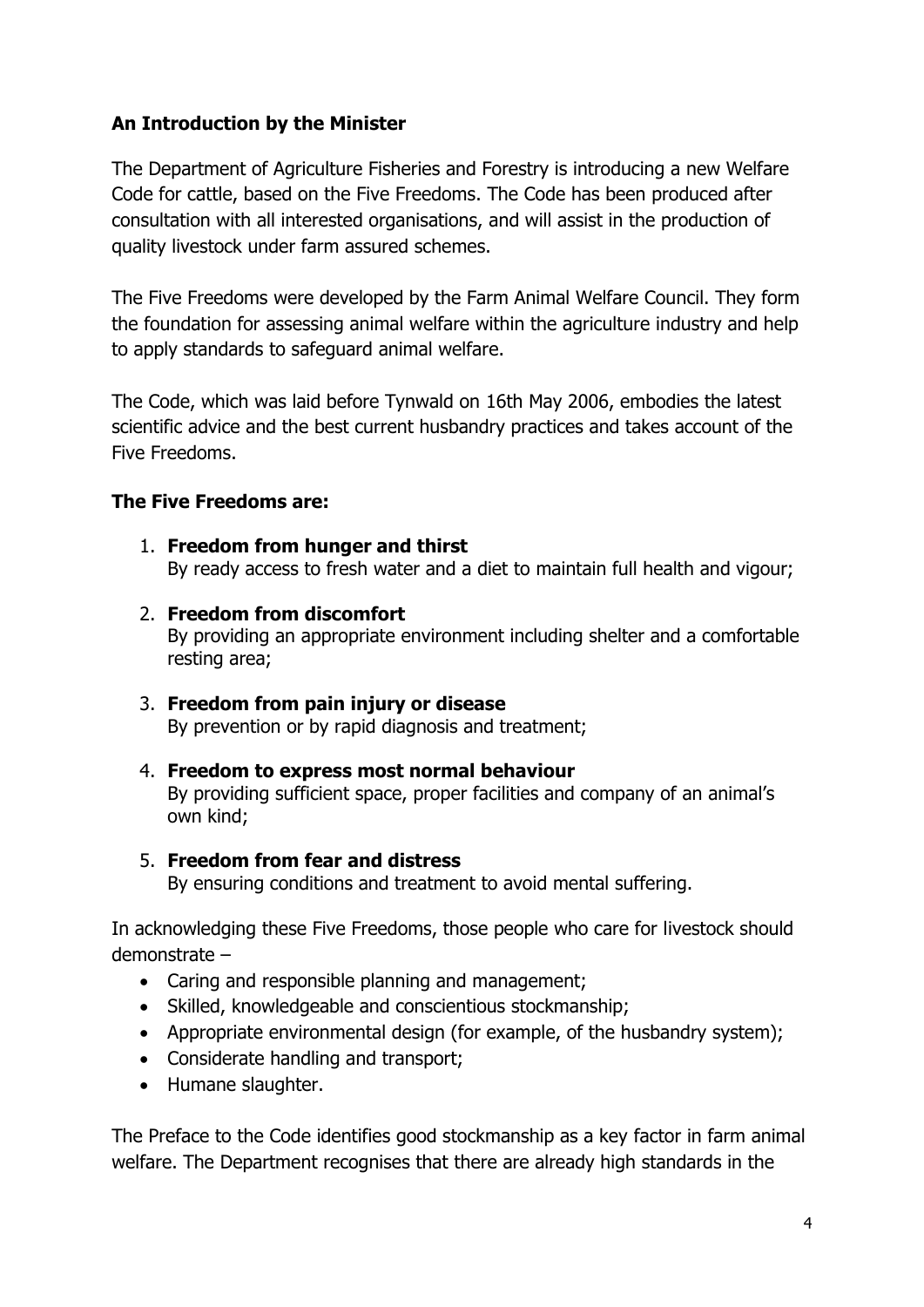**An Introduction by the Minister**

The Department of Agriculture Fisheries and Forestry is introducing a new Welfare Code for cattle, based on the Five Freedoms. The Code has been produced after consultation with all interested organisations, and will assist in the production of quality livestock under farm assured schemes.

The Five Freedoms were developed by the Farm Animal Welfare Council. They form the foundation for assessing animal welfare within the agriculture industry and help to apply standards to safeguard animal welfare.

The Code, which was laid before Tynwald on 16th May 2006, embodies the latest scientific advice and the best current husbandry practices and takes account of the Five Freedoms.

**The Five Freedoms are:**

1. **Freedom from hunger and thirst**
   By ready access to fresh water and a diet to maintain full health and vigour;

2. **Freedom from discomfort**
   By providing an appropriate environment including shelter and a comfortable resting area;

3. **Freedom from pain injury or disease**
   By prevention or by rapid diagnosis and treatment;

4. **Freedom to express most normal behaviour**
   By providing sufficient space, proper facilities and company of an animal's own kind;

5. **Freedom from fear and distress**
   By ensuring conditions and treatment to avoid mental suffering.

In acknowledging these Five Freedoms, those people who care for livestock should demonstrate –

- Caring and responsible planning and management;
- Skilled, knowledgeable and conscientious stockmanship;
- Appropriate environmental design (for example, of the husbandry system);
- Considerate handling and transport;
- Humane slaughter.

The Preface to the Code identifies good stockmanship as a key factor in farm animal welfare. The Department recognises that there are already high standards in the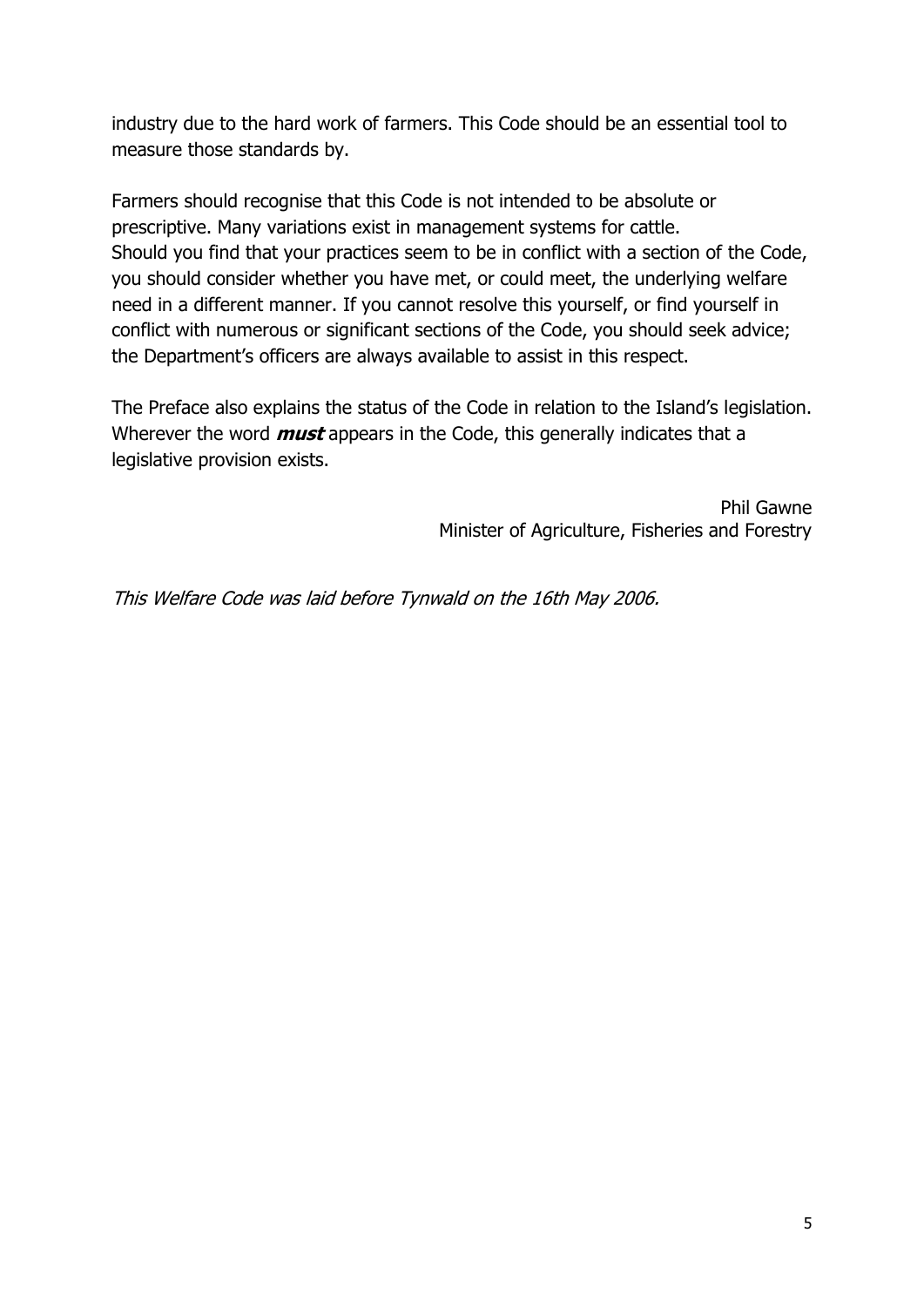industry due to the hard work of farmers. This Code should be an essential tool to measure those standards by.

Farmers should recognise that this Code is not intended to be absolute or prescriptive. Many variations exist in management systems for cattle. Should you find that your practices seem to be in conflict with a section of the Code, you should consider whether you have met, or could meet, the underlying welfare need in a different manner. If you cannot resolve this yourself, or find yourself in conflict with numerous or significant sections of the Code, you should seek advice; the Department's officers are always available to assist in this respect.

The Preface also explains the status of the Code in relation to the Island's legislation. Wherever the word ***must*** appears in the Code, this generally indicates that a legislative provision exists.

Phil Gawne
Minister of Agriculture, Fisheries and Forestry

*This Welfare Code was laid before Tynwald on the 16th May 2006.*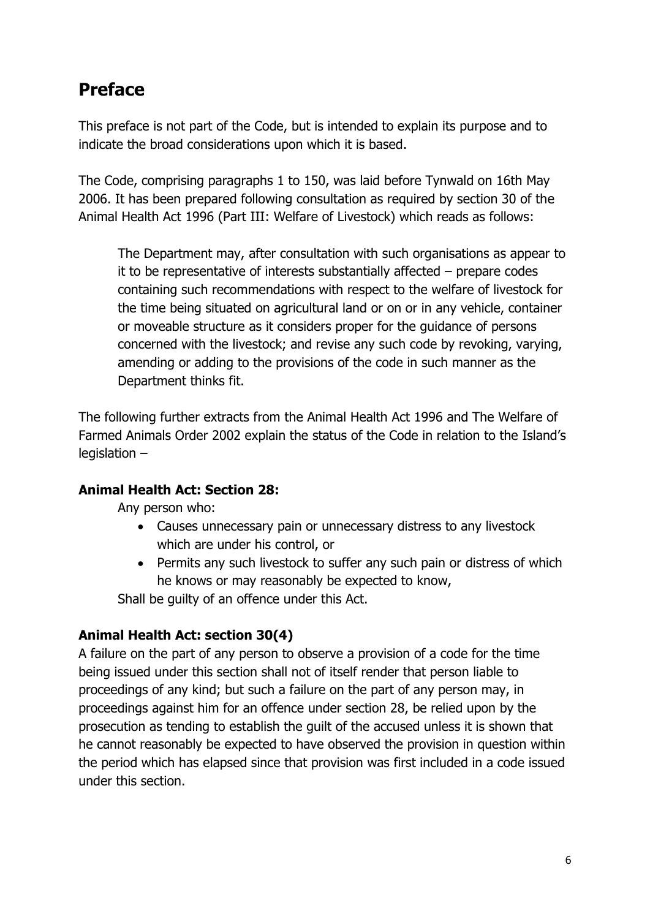# Preface

This preface is not part of the Code, but is intended to explain its purpose and to indicate the broad considerations upon which it is based.

The Code, comprising paragraphs 1 to 150, was laid before Tynwald on 16th May 2006. It has been prepared following consultation as required by section 30 of the Animal Health Act 1996 (Part III: Welfare of Livestock) which reads as follows:

> The Department may, after consultation with such organisations as appear to it to be representative of interests substantially affected – prepare codes containing such recommendations with respect to the welfare of livestock for the time being situated on agricultural land or on or in any vehicle, container or moveable structure as it considers proper for the guidance of persons concerned with the livestock; and revise any such code by revoking, varying, amending or adding to the provisions of the code in such manner as the Department thinks fit.

The following further extracts from the Animal Health Act 1996 and The Welfare of Farmed Animals Order 2002 explain the status of the Code in relation to the Island's legislation –

**Animal Health Act: Section 28:**

Any person who:

- Causes unnecessary pain or unnecessary distress to any livestock which are under his control, or
- Permits any such livestock to suffer any such pain or distress of which he knows or may reasonably be expected to know,

Shall be guilty of an offence under this Act.

**Animal Health Act: section 30(4)**

A failure on the part of any person to observe a provision of a code for the time being issued under this section shall not of itself render that person liable to proceedings of any kind; but such a failure on the part of any person may, in proceedings against him for an offence under section 28, be relied upon by the prosecution as tending to establish the guilt of the accused unless it is shown that he cannot reasonably be expected to have observed the provision in question within the period which has elapsed since that provision was first included in a code issued under this section.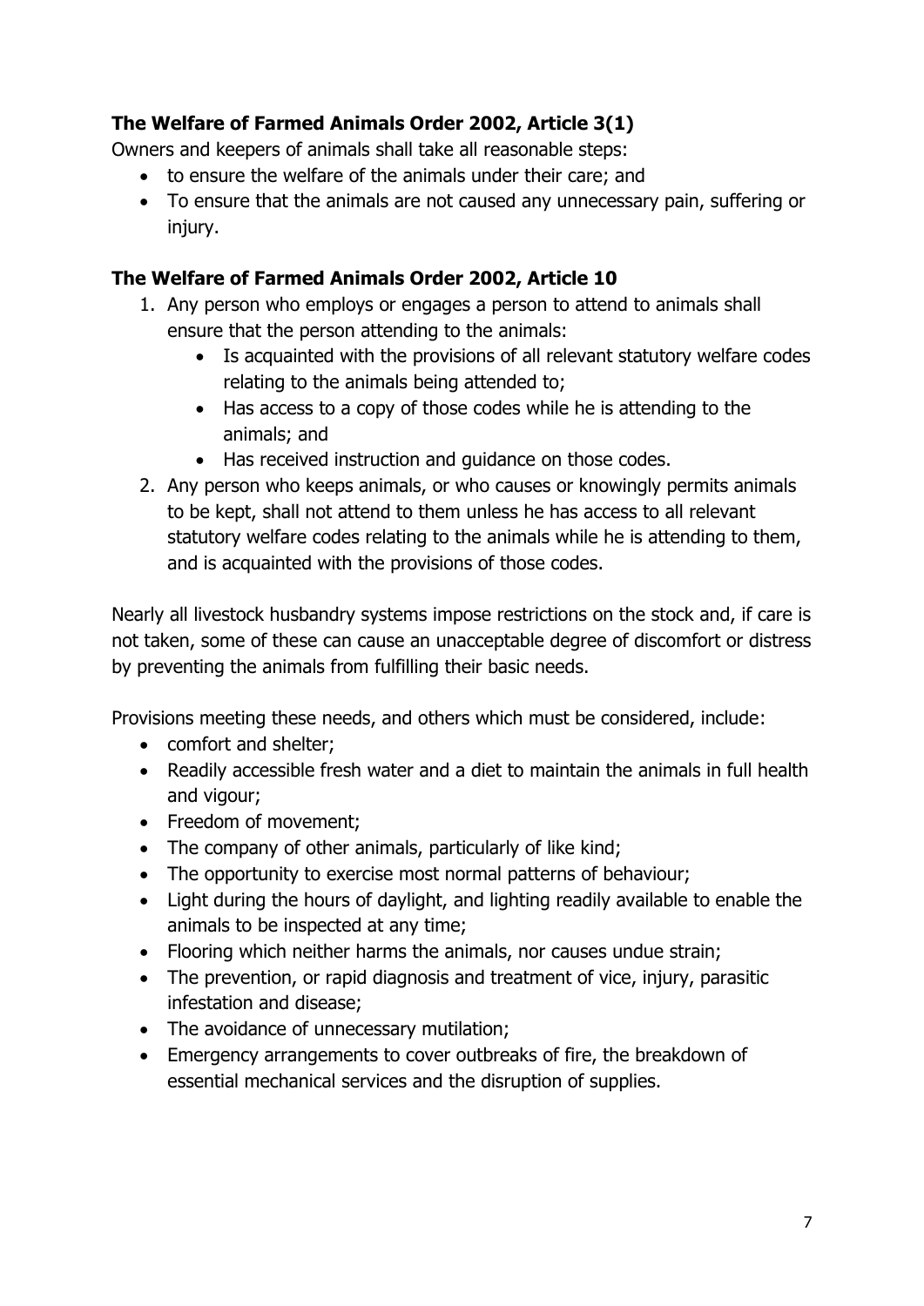**The Welfare of Farmed Animals Order 2002, Article 3(1)**

Owners and keepers of animals shall take all reasonable steps:

- to ensure the welfare of the animals under their care; and
- To ensure that the animals are not caused any unnecessary pain, suffering or injury.

**The Welfare of Farmed Animals Order 2002, Article 10**

1. Any person who employs or engages a person to attend to animals shall ensure that the person attending to the animals:
   - Is acquainted with the provisions of all relevant statutory welfare codes relating to the animals being attended to;
   - Has access to a copy of those codes while he is attending to the animals; and
   - Has received instruction and guidance on those codes.
2. Any person who keeps animals, or who causes or knowingly permits animals to be kept, shall not attend to them unless he has access to all relevant statutory welfare codes relating to the animals while he is attending to them, and is acquainted with the provisions of those codes.

Nearly all livestock husbandry systems impose restrictions on the stock and, if care is not taken, some of these can cause an unacceptable degree of discomfort or distress by preventing the animals from fulfilling their basic needs.

Provisions meeting these needs, and others which must be considered, include:

- comfort and shelter;
- Readily accessible fresh water and a diet to maintain the animals in full health and vigour;
- Freedom of movement;
- The company of other animals, particularly of like kind;
- The opportunity to exercise most normal patterns of behaviour;
- Light during the hours of daylight, and lighting readily available to enable the animals to be inspected at any time;
- Flooring which neither harms the animals, nor causes undue strain;
- The prevention, or rapid diagnosis and treatment of vice, injury, parasitic infestation and disease;
- The avoidance of unnecessary mutilation;
- Emergency arrangements to cover outbreaks of fire, the breakdown of essential mechanical services and the disruption of supplies.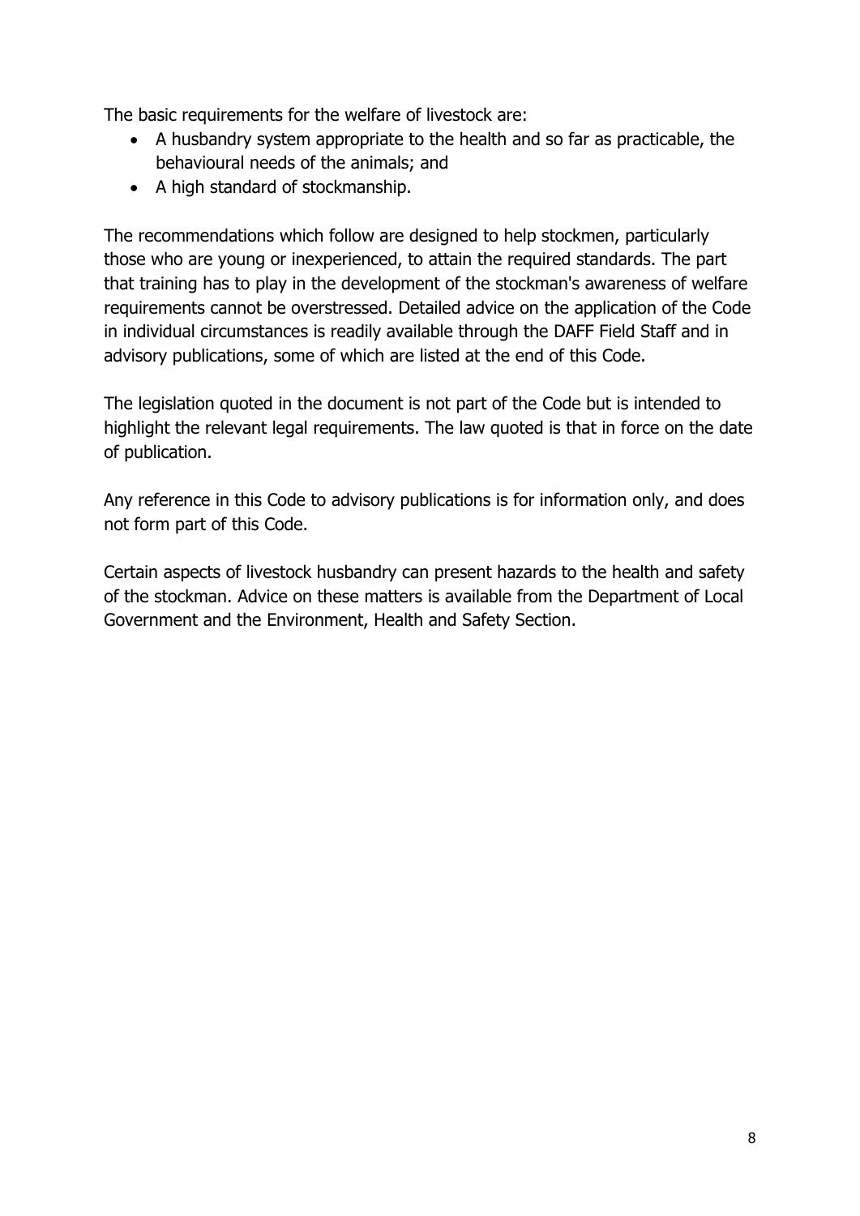The basic requirements for the welfare of livestock are:

- A husbandry system appropriate to the health and so far as practicable, the behavioural needs of the animals; and
- A high standard of stockmanship.

The recommendations which follow are designed to help stockmen, particularly those who are young or inexperienced, to attain the required standards. The part that training has to play in the development of the stockman's awareness of welfare requirements cannot be overstressed. Detailed advice on the application of the Code in individual circumstances is readily available through the DAFF Field Staff and in advisory publications, some of which are listed at the end of this Code.

The legislation quoted in the document is not part of the Code but is intended to highlight the relevant legal requirements. The law quoted is that in force on the date of publication.

Any reference in this Code to advisory publications is for information only, and does not form part of this Code.

Certain aspects of livestock husbandry can present hazards to the health and safety of the stockman. Advice on these matters is available from the Department of Local Government and the Environment, Health and Safety Section.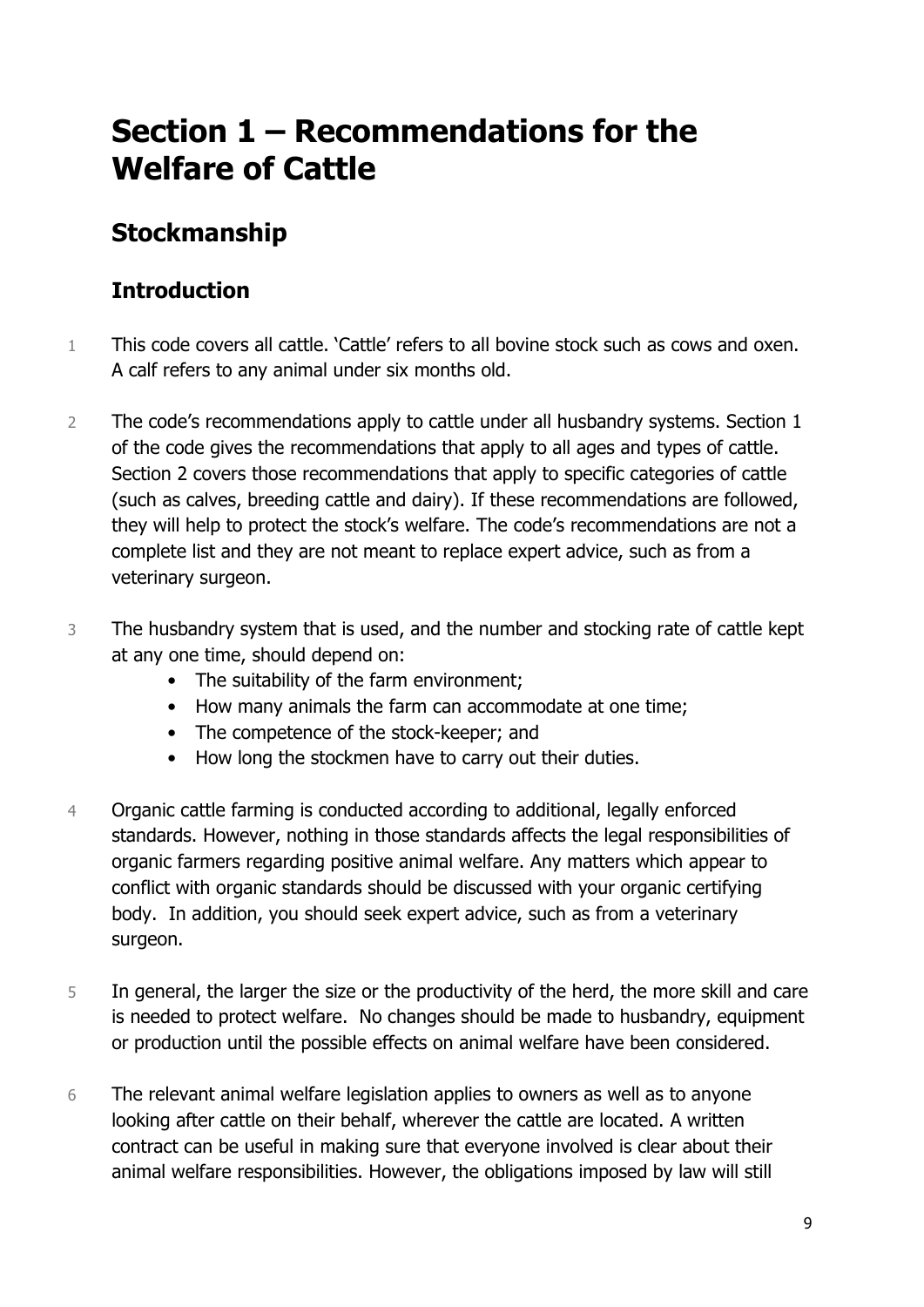# Section 1 – Recommendations for the Welfare of Cattle

## Stockmanship

### Introduction

1 This code covers all cattle. 'Cattle' refers to all bovine stock such as cows and oxen. A calf refers to any animal under six months old.

2 The code's recommendations apply to cattle under all husbandry systems. Section 1 of the code gives the recommendations that apply to all ages and types of cattle. Section 2 covers those recommendations that apply to specific categories of cattle (such as calves, breeding cattle and dairy). If these recommendations are followed, they will help to protect the stock's welfare. The code's recommendations are not a complete list and they are not meant to replace expert advice, such as from a veterinary surgeon.

3 The husbandry system that is used, and the number and stocking rate of cattle kept at any one time, should depend on:

- The suitability of the farm environment;
- How many animals the farm can accommodate at one time;
- The competence of the stock-keeper; and
- How long the stockmen have to carry out their duties.

4 Organic cattle farming is conducted according to additional, legally enforced standards. However, nothing in those standards affects the legal responsibilities of organic farmers regarding positive animal welfare. Any matters which appear to conflict with organic standards should be discussed with your organic certifying body. In addition, you should seek expert advice, such as from a veterinary surgeon.

5 In general, the larger the size or the productivity of the herd, the more skill and care is needed to protect welfare. No changes should be made to husbandry, equipment or production until the possible effects on animal welfare have been considered.

6 The relevant animal welfare legislation applies to owners as well as to anyone looking after cattle on their behalf, wherever the cattle are located. A written contract can be useful in making sure that everyone involved is clear about their animal welfare responsibilities. However, the obligations imposed by law will still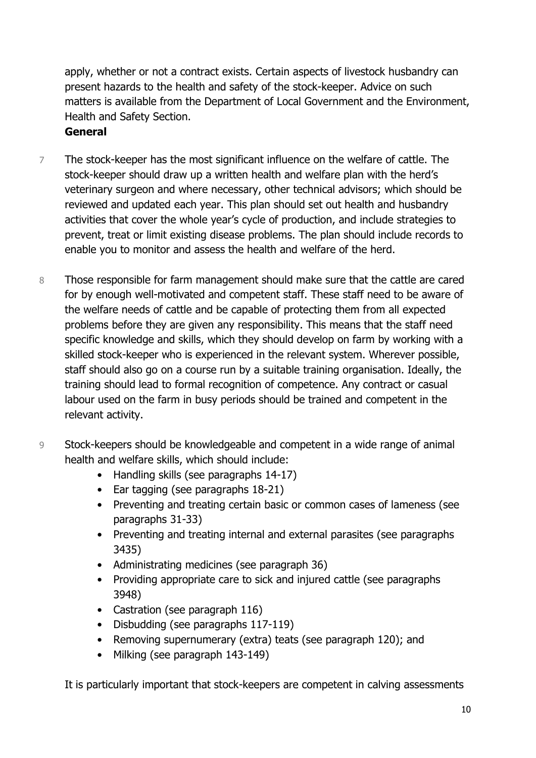apply, whether or not a contract exists. Certain aspects of livestock husbandry can present hazards to the health and safety of the stock-keeper. Advice on such matters is available from the Department of Local Government and the Environment, Health and Safety Section.

**General**

7 The stock-keeper has the most significant influence on the welfare of cattle. The stock-keeper should draw up a written health and welfare plan with the herd's veterinary surgeon and where necessary, other technical advisors; which should be reviewed and updated each year. This plan should set out health and husbandry activities that cover the whole year's cycle of production, and include strategies to prevent, treat or limit existing disease problems. The plan should include records to enable you to monitor and assess the health and welfare of the herd.

8 Those responsible for farm management should make sure that the cattle are cared for by enough well-motivated and competent staff. These staff need to be aware of the welfare needs of cattle and be capable of protecting them from all expected problems before they are given any responsibility. This means that the staff need specific knowledge and skills, which they should develop on farm by working with a skilled stock-keeper who is experienced in the relevant system. Wherever possible, staff should also go on a course run by a suitable training organisation. Ideally, the training should lead to formal recognition of competence. Any contract or casual labour used on the farm in busy periods should be trained and competent in the relevant activity.

9 Stock-keepers should be knowledgeable and competent in a wide range of animal health and welfare skills, which should include:

- Handling skills (see paragraphs 14-17)
- Ear tagging (see paragraphs 18-21)
- Preventing and treating certain basic or common cases of lameness (see paragraphs 31-33)
- Preventing and treating internal and external parasites (see paragraphs 3435)
- Administrating medicines (see paragraph 36)
- Providing appropriate care to sick and injured cattle (see paragraphs 3948)
- Castration (see paragraph 116)
- Disbudding (see paragraphs 117-119)
- Removing supernumerary (extra) teats (see paragraph 120); and
- Milking (see paragraph 143-149)

It is particularly important that stock-keepers are competent in calving assessments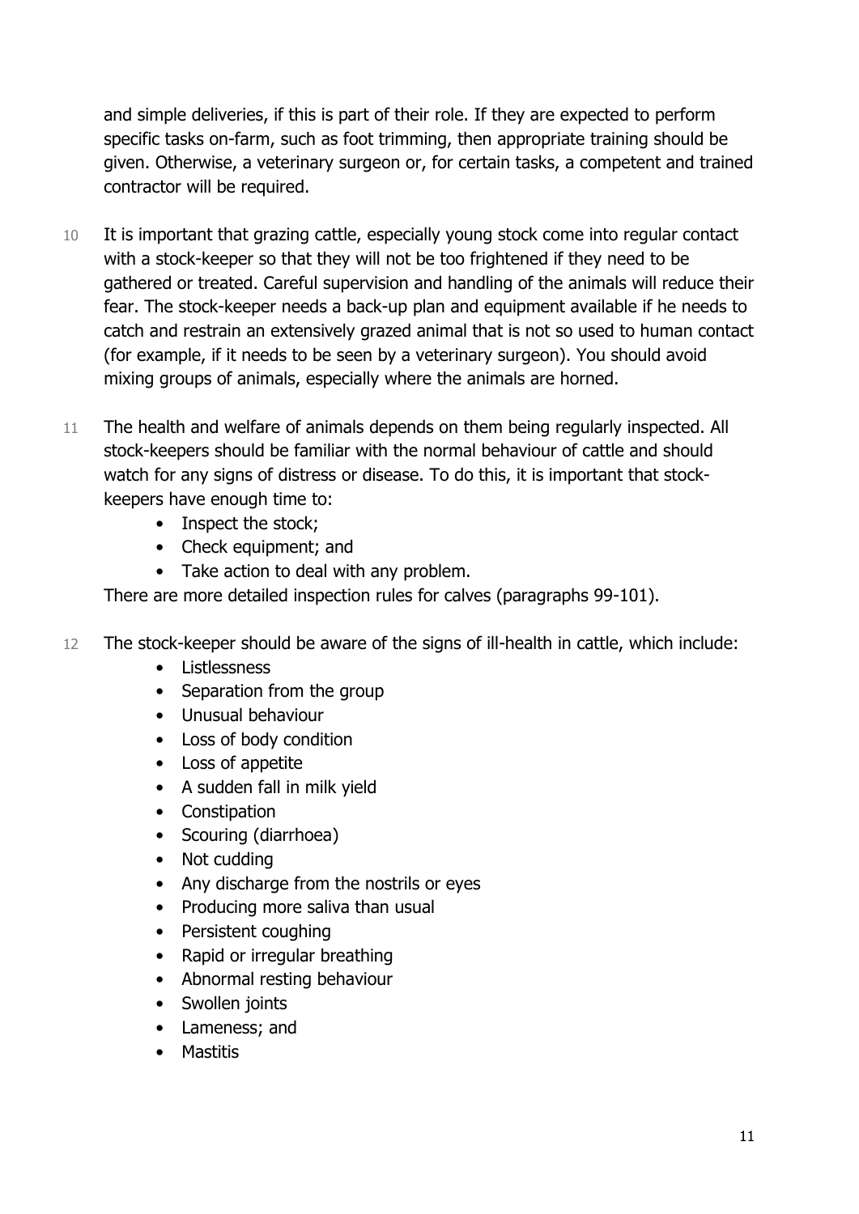and simple deliveries, if this is part of their role. If they are expected to perform specific tasks on-farm, such as foot trimming, then appropriate training should be given. Otherwise, a veterinary surgeon or, for certain tasks, a competent and trained contractor will be required.

10 It is important that grazing cattle, especially young stock come into regular contact with a stock-keeper so that they will not be too frightened if they need to be gathered or treated. Careful supervision and handling of the animals will reduce their fear. The stock-keeper needs a back-up plan and equipment available if he needs to catch and restrain an extensively grazed animal that is not so used to human contact (for example, if it needs to be seen by a veterinary surgeon). You should avoid mixing groups of animals, especially where the animals are horned.

11 The health and welfare of animals depends on them being regularly inspected. All stock-keepers should be familiar with the normal behaviour of cattle and should watch for any signs of distress or disease. To do this, it is important that stock-keepers have enough time to:

- Inspect the stock;
- Check equipment; and
- Take action to deal with any problem.

There are more detailed inspection rules for calves (paragraphs 99-101).

12 The stock-keeper should be aware of the signs of ill-health in cattle, which include:

- Listlessness
- Separation from the group
- Unusual behaviour
- Loss of body condition
- Loss of appetite
- A sudden fall in milk yield
- Constipation
- Scouring (diarrhoea)
- Not cudding
- Any discharge from the nostrils or eyes
- Producing more saliva than usual
- Persistent coughing
- Rapid or irregular breathing
- Abnormal resting behaviour
- Swollen joints
- Lameness; and
- Mastitis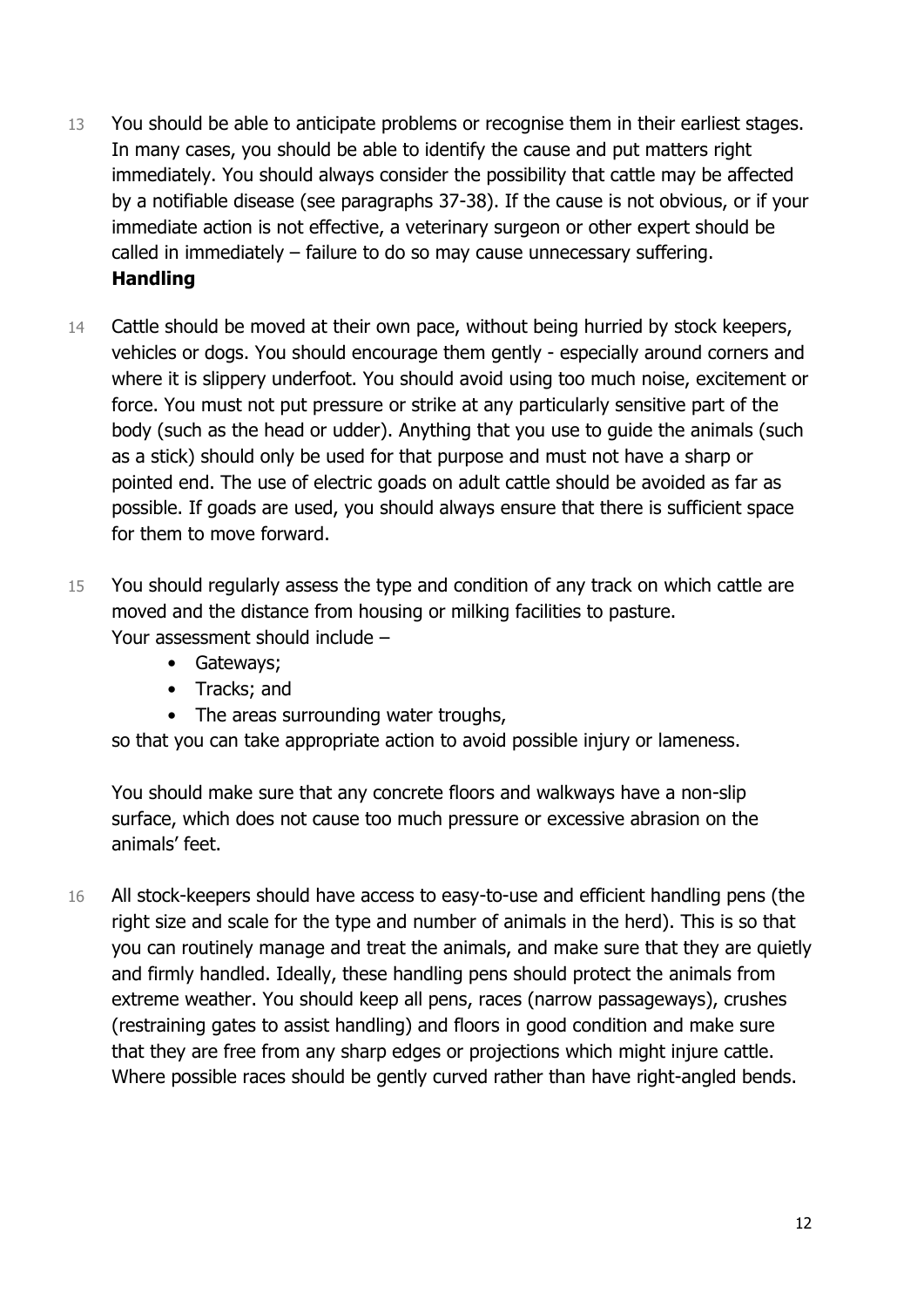13 You should be able to anticipate problems or recognise them in their earliest stages. In many cases, you should be able to identify the cause and put matters right immediately. You should always consider the possibility that cattle may be affected by a notifiable disease (see paragraphs 37-38). If the cause is not obvious, or if your immediate action is not effective, a veterinary surgeon or other expert should be called in immediately – failure to do so may cause unnecessary suffering.

## Handling

14 Cattle should be moved at their own pace, without being hurried by stock keepers, vehicles or dogs. You should encourage them gently - especially around corners and where it is slippery underfoot. You should avoid using too much noise, excitement or force. You must not put pressure or strike at any particularly sensitive part of the body (such as the head or udder). Anything that you use to guide the animals (such as a stick) should only be used for that purpose and must not have a sharp or pointed end. The use of electric goads on adult cattle should be avoided as far as possible. If goads are used, you should always ensure that there is sufficient space for them to move forward.

15 You should regularly assess the type and condition of any track on which cattle are moved and the distance from housing or milking facilities to pasture. Your assessment should include –

- Gateways;
- Tracks; and
- The areas surrounding water troughs,

so that you can take appropriate action to avoid possible injury or lameness.

You should make sure that any concrete floors and walkways have a non-slip surface, which does not cause too much pressure or excessive abrasion on the animals' feet.

16 All stock-keepers should have access to easy-to-use and efficient handling pens (the right size and scale for the type and number of animals in the herd). This is so that you can routinely manage and treat the animals, and make sure that they are quietly and firmly handled. Ideally, these handling pens should protect the animals from extreme weather. You should keep all pens, races (narrow passageways), crushes (restraining gates to assist handling) and floors in good condition and make sure that they are free from any sharp edges or projections which might injure cattle. Where possible races should be gently curved rather than have right-angled bends.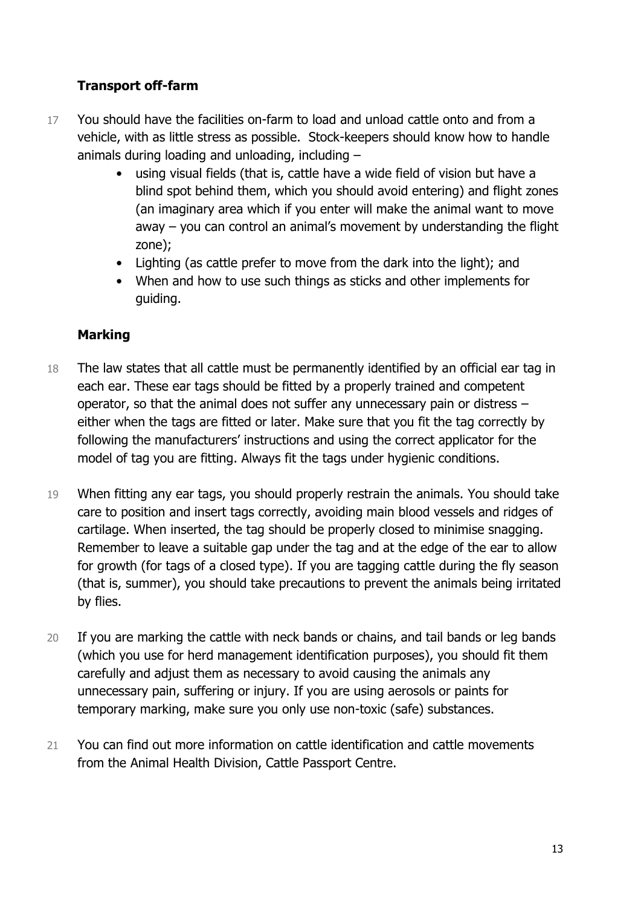### Transport off-farm

17 You should have the facilities on-farm to load and unload cattle onto and from a vehicle, with as little stress as possible. Stock-keepers should know how to handle animals during loading and unloading, including –

- using visual fields (that is, cattle have a wide field of vision but have a blind spot behind them, which you should avoid entering) and flight zones (an imaginary area which if you enter will make the animal want to move away – you can control an animal's movement by understanding the flight zone);
- Lighting (as cattle prefer to move from the dark into the light); and
- When and how to use such things as sticks and other implements for guiding.

### Marking

18 The law states that all cattle must be permanently identified by an official ear tag in each ear. These ear tags should be fitted by a properly trained and competent operator, so that the animal does not suffer any unnecessary pain or distress – either when the tags are fitted or later. Make sure that you fit the tag correctly by following the manufacturers' instructions and using the correct applicator for the model of tag you are fitting. Always fit the tags under hygienic conditions.

19 When fitting any ear tags, you should properly restrain the animals. You should take care to position and insert tags correctly, avoiding main blood vessels and ridges of cartilage. When inserted, the tag should be properly closed to minimise snagging. Remember to leave a suitable gap under the tag and at the edge of the ear to allow for growth (for tags of a closed type). If you are tagging cattle during the fly season (that is, summer), you should take precautions to prevent the animals being irritated by flies.

20 If you are marking the cattle with neck bands or chains, and tail bands or leg bands (which you use for herd management identification purposes), you should fit them carefully and adjust them as necessary to avoid causing the animals any unnecessary pain, suffering or injury. If you are using aerosols or paints for temporary marking, make sure you only use non-toxic (safe) substances.

21 You can find out more information on cattle identification and cattle movements from the Animal Health Division, Cattle Passport Centre.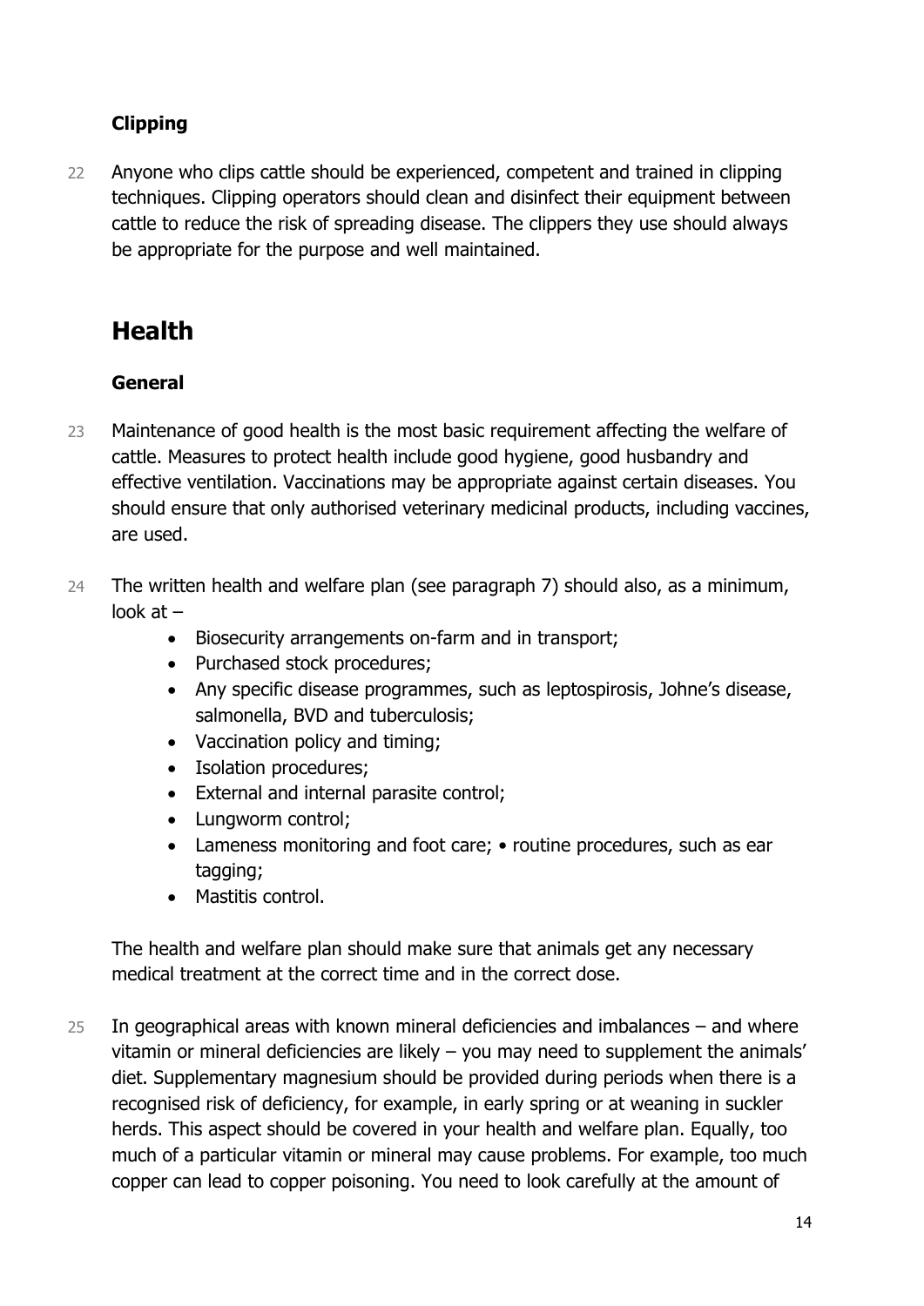### Clipping

22 Anyone who clips cattle should be experienced, competent and trained in clipping techniques. Clipping operators should clean and disinfect their equipment between cattle to reduce the risk of spreading disease. The clippers they use should always be appropriate for the purpose and well maintained.

## Health

### General

23 Maintenance of good health is the most basic requirement affecting the welfare of cattle. Measures to protect health include good hygiene, good husbandry and effective ventilation. Vaccinations may be appropriate against certain diseases. You should ensure that only authorised veterinary medicinal products, including vaccines, are used.

24 The written health and welfare plan (see paragraph 7) should also, as a minimum, look at –

- Biosecurity arrangements on-farm and in transport;
- Purchased stock procedures;
- Any specific disease programmes, such as leptospirosis, Johne's disease, salmonella, BVD and tuberculosis;
- Vaccination policy and timing;
- Isolation procedures;
- External and internal parasite control;
- Lungworm control;
- Lameness monitoring and foot care; • routine procedures, such as ear tagging;
- Mastitis control.

The health and welfare plan should make sure that animals get any necessary medical treatment at the correct time and in the correct dose.

25 In geographical areas with known mineral deficiencies and imbalances – and where vitamin or mineral deficiencies are likely – you may need to supplement the animals' diet. Supplementary magnesium should be provided during periods when there is a recognised risk of deficiency, for example, in early spring or at weaning in suckler herds. This aspect should be covered in your health and welfare plan. Equally, too much of a particular vitamin or mineral may cause problems. For example, too much copper can lead to copper poisoning. You need to look carefully at the amount of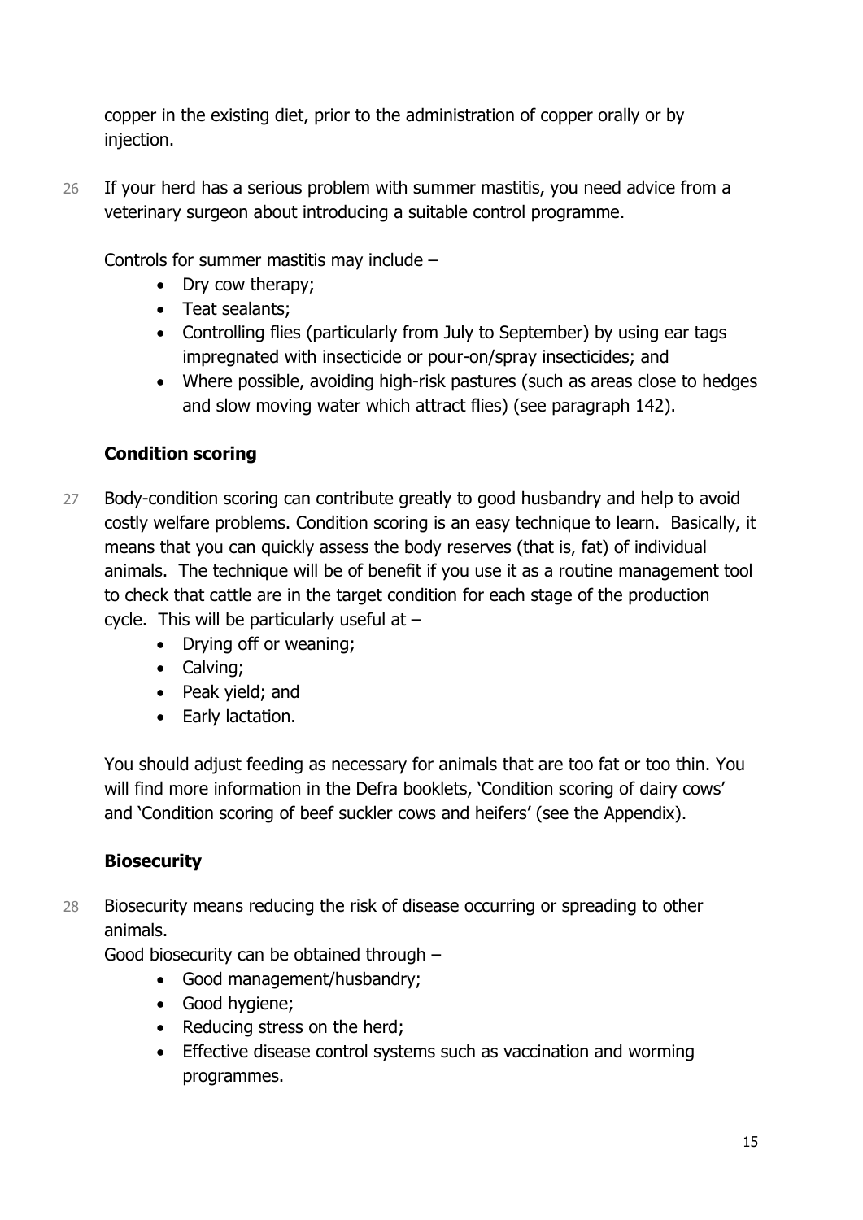copper in the existing diet, prior to the administration of copper orally or by injection.

26 If your herd has a serious problem with summer mastitis, you need advice from a veterinary surgeon about introducing a suitable control programme.

Controls for summer mastitis may include –

- Dry cow therapy;
- Teat sealants;
- Controlling flies (particularly from July to September) by using ear tags impregnated with insecticide or pour-on/spray insecticides; and
- Where possible, avoiding high-risk pastures (such as areas close to hedges and slow moving water which attract flies) (see paragraph 142).

### Condition scoring

27 Body-condition scoring can contribute greatly to good husbandry and help to avoid costly welfare problems. Condition scoring is an easy technique to learn. Basically, it means that you can quickly assess the body reserves (that is, fat) of individual animals. The technique will be of benefit if you use it as a routine management tool to check that cattle are in the target condition for each stage of the production cycle. This will be particularly useful at –

- Drying off or weaning;
- Calving;
- Peak yield; and
- Early lactation.

You should adjust feeding as necessary for animals that are too fat or too thin. You will find more information in the Defra booklets, 'Condition scoring of dairy cows' and 'Condition scoring of beef suckler cows and heifers' (see the Appendix).

### Biosecurity

28 Biosecurity means reducing the risk of disease occurring or spreading to other animals.

Good biosecurity can be obtained through –

- Good management/husbandry;
- Good hygiene;
- Reducing stress on the herd;
- Effective disease control systems such as vaccination and worming programmes.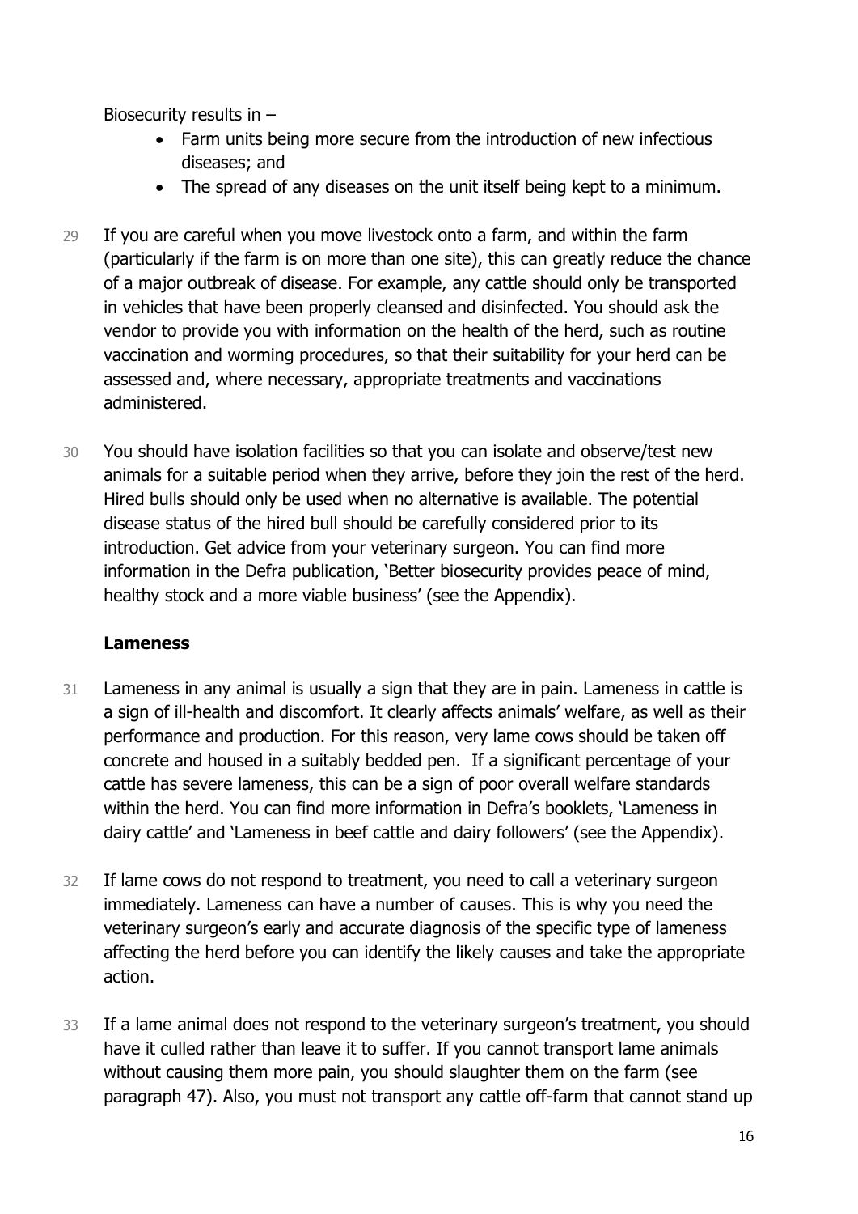Biosecurity results in –

- Farm units being more secure from the introduction of new infectious diseases; and
- The spread of any diseases on the unit itself being kept to a minimum.

29 If you are careful when you move livestock onto a farm, and within the farm (particularly if the farm is on more than one site), this can greatly reduce the chance of a major outbreak of disease. For example, any cattle should only be transported in vehicles that have been properly cleansed and disinfected. You should ask the vendor to provide you with information on the health of the herd, such as routine vaccination and worming procedures, so that their suitability for your herd can be assessed and, where necessary, appropriate treatments and vaccinations administered.

30 You should have isolation facilities so that you can isolate and observe/test new animals for a suitable period when they arrive, before they join the rest of the herd. Hired bulls should only be used when no alternative is available. The potential disease status of the hired bull should be carefully considered prior to its introduction. Get advice from your veterinary surgeon. You can find more information in the Defra publication, 'Better biosecurity provides peace of mind, healthy stock and a more viable business' (see the Appendix).

### Lameness

31 Lameness in any animal is usually a sign that they are in pain. Lameness in cattle is a sign of ill-health and discomfort. It clearly affects animals' welfare, as well as their performance and production. For this reason, very lame cows should be taken off concrete and housed in a suitably bedded pen. If a significant percentage of your cattle has severe lameness, this can be a sign of poor overall welfare standards within the herd. You can find more information in Defra's booklets, 'Lameness in dairy cattle' and 'Lameness in beef cattle and dairy followers' (see the Appendix).

32 If lame cows do not respond to treatment, you need to call a veterinary surgeon immediately. Lameness can have a number of causes. This is why you need the veterinary surgeon's early and accurate diagnosis of the specific type of lameness affecting the herd before you can identify the likely causes and take the appropriate action.

33 If a lame animal does not respond to the veterinary surgeon's treatment, you should have it culled rather than leave it to suffer. If you cannot transport lame animals without causing them more pain, you should slaughter them on the farm (see paragraph 47). Also, you must not transport any cattle off-farm that cannot stand up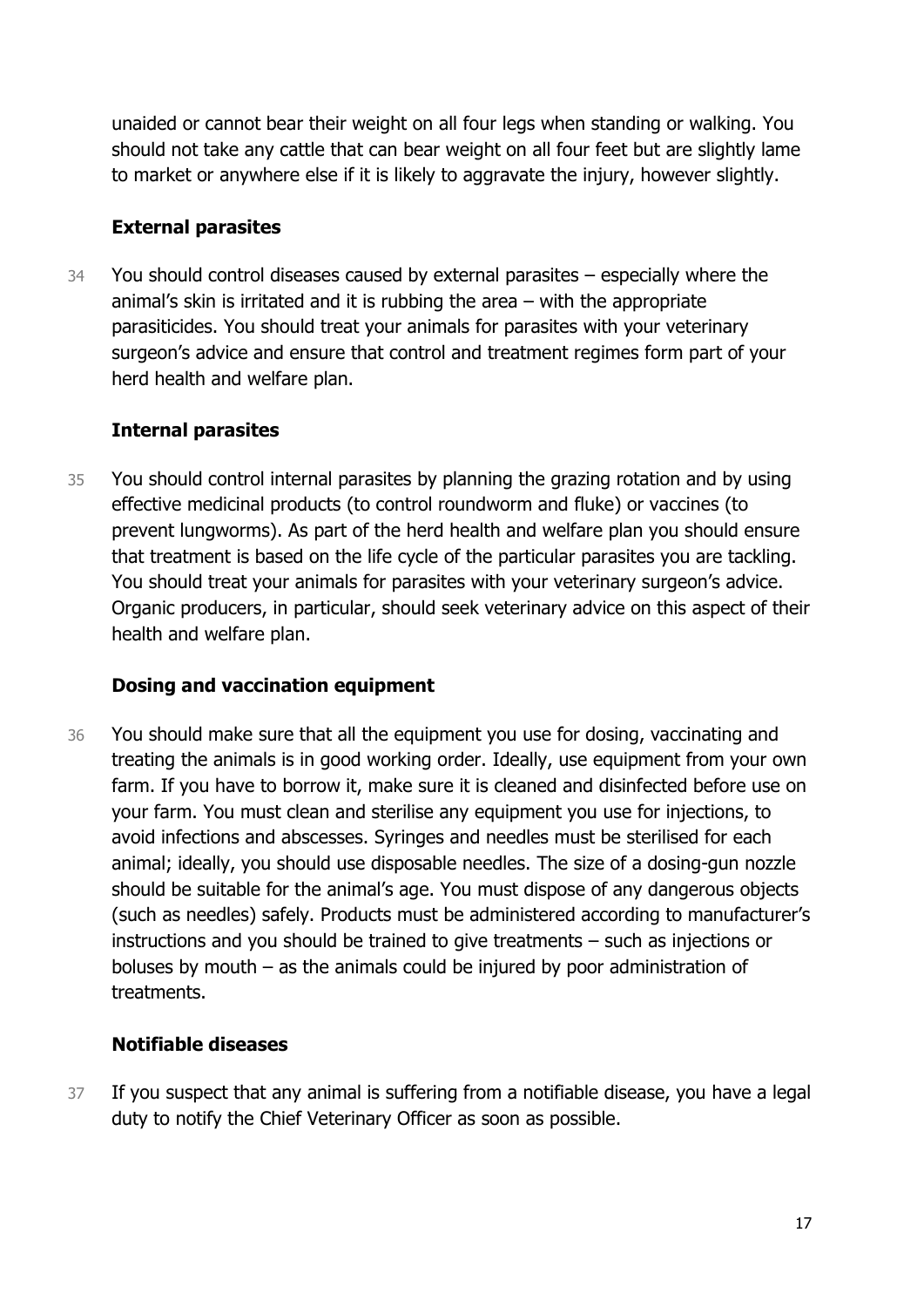unaided or cannot bear their weight on all four legs when standing or walking. You should not take any cattle that can bear weight on all four feet but are slightly lame to market or anywhere else if it is likely to aggravate the injury, however slightly.

### External parasites

34 You should control diseases caused by external parasites – especially where the animal's skin is irritated and it is rubbing the area – with the appropriate parasiticides. You should treat your animals for parasites with your veterinary surgeon's advice and ensure that control and treatment regimes form part of your herd health and welfare plan.

### Internal parasites

35 You should control internal parasites by planning the grazing rotation and by using effective medicinal products (to control roundworm and fluke) or vaccines (to prevent lungworms). As part of the herd health and welfare plan you should ensure that treatment is based on the life cycle of the particular parasites you are tackling. You should treat your animals for parasites with your veterinary surgeon's advice. Organic producers, in particular, should seek veterinary advice on this aspect of their health and welfare plan.

### Dosing and vaccination equipment

36 You should make sure that all the equipment you use for dosing, vaccinating and treating the animals is in good working order. Ideally, use equipment from your own farm. If you have to borrow it, make sure it is cleaned and disinfected before use on your farm. You must clean and sterilise any equipment you use for injections, to avoid infections and abscesses. Syringes and needles must be sterilised for each animal; ideally, you should use disposable needles. The size of a dosing-gun nozzle should be suitable for the animal's age. You must dispose of any dangerous objects (such as needles) safely. Products must be administered according to manufacturer's instructions and you should be trained to give treatments – such as injections or boluses by mouth – as the animals could be injured by poor administration of treatments.

### Notifiable diseases

37 If you suspect that any animal is suffering from a notifiable disease, you have a legal duty to notify the Chief Veterinary Officer as soon as possible.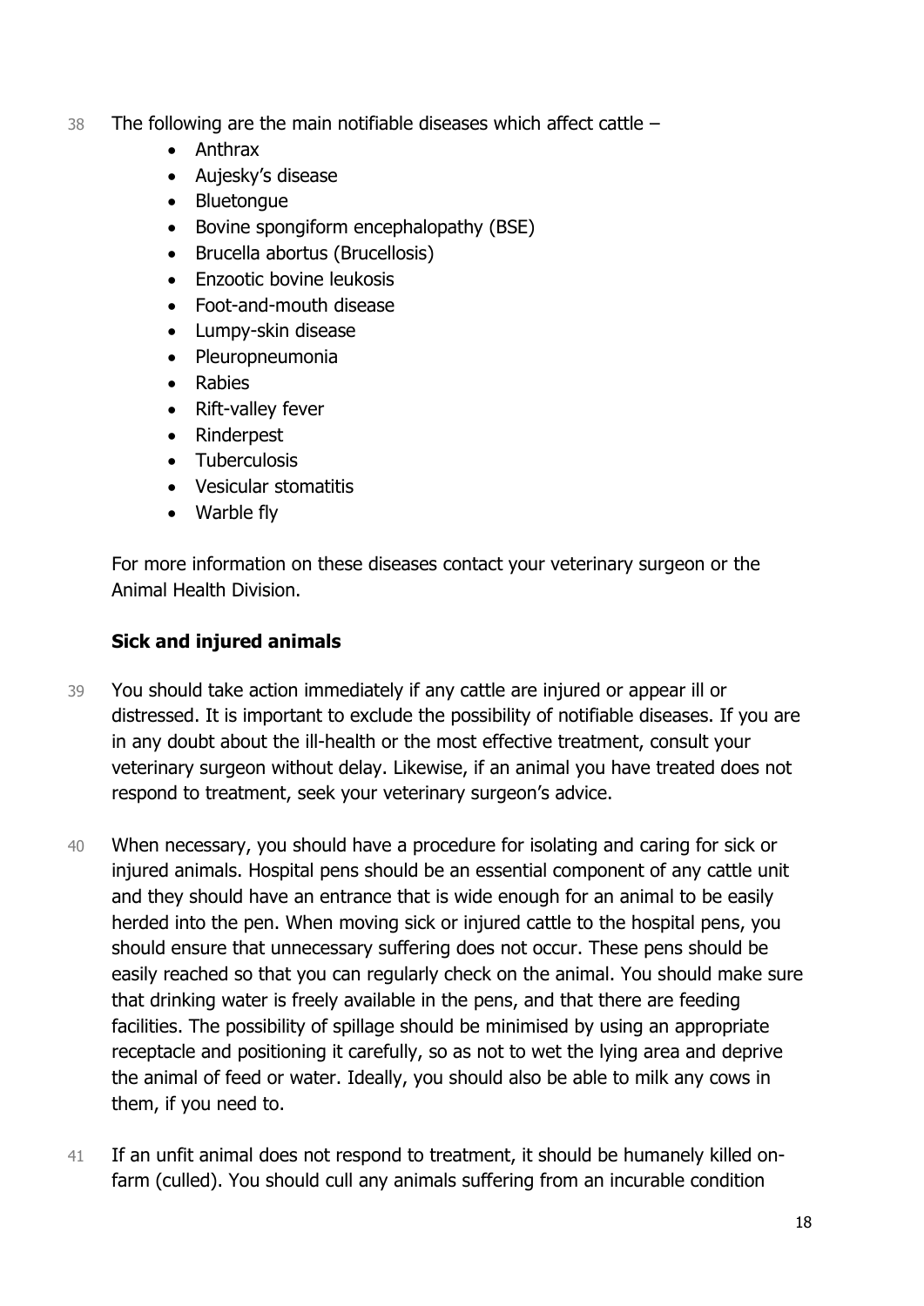38 The following are the main notifiable diseases which affect cattle –

- Anthrax
- Aujesky's disease
- Bluetongue
- Bovine spongiform encephalopathy (BSE)
- Brucella abortus (Brucellosis)
- Enzootic bovine leukosis
- Foot-and-mouth disease
- Lumpy-skin disease
- Pleuropneumonia
- Rabies
- Rift-valley fever
- Rinderpest
- Tuberculosis
- Vesicular stomatitis
- Warble fly

For more information on these diseases contact your veterinary surgeon or the Animal Health Division.

**Sick and injured animals**

39 You should take action immediately if any cattle are injured or appear ill or distressed. It is important to exclude the possibility of notifiable diseases. If you are in any doubt about the ill-health or the most effective treatment, consult your veterinary surgeon without delay. Likewise, if an animal you have treated does not respond to treatment, seek your veterinary surgeon's advice.

40 When necessary, you should have a procedure for isolating and caring for sick or injured animals. Hospital pens should be an essential component of any cattle unit and they should have an entrance that is wide enough for an animal to be easily herded into the pen. When moving sick or injured cattle to the hospital pens, you should ensure that unnecessary suffering does not occur. These pens should be easily reached so that you can regularly check on the animal. You should make sure that drinking water is freely available in the pens, and that there are feeding facilities. The possibility of spillage should be minimised by using an appropriate receptacle and positioning it carefully, so as not to wet the lying area and deprive the animal of feed or water. Ideally, you should also be able to milk any cows in them, if you need to.

41 If an unfit animal does not respond to treatment, it should be humanely killed on-farm (culled). You should cull any animals suffering from an incurable condition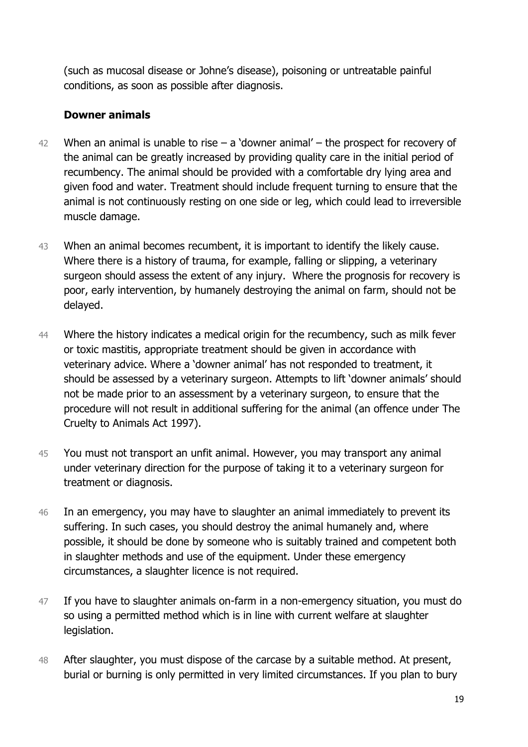(such as mucosal disease or Johne's disease), poisoning or untreatable painful conditions, as soon as possible after diagnosis.

### Downer animals

42 When an animal is unable to rise – a 'downer animal' – the prospect for recovery of the animal can be greatly increased by providing quality care in the initial period of recumbency. The animal should be provided with a comfortable dry lying area and given food and water. Treatment should include frequent turning to ensure that the animal is not continuously resting on one side or leg, which could lead to irreversible muscle damage.

43 When an animal becomes recumbent, it is important to identify the likely cause. Where there is a history of trauma, for example, falling or slipping, a veterinary surgeon should assess the extent of any injury. Where the prognosis for recovery is poor, early intervention, by humanely destroying the animal on farm, should not be delayed.

44 Where the history indicates a medical origin for the recumbency, such as milk fever or toxic mastitis, appropriate treatment should be given in accordance with veterinary advice. Where a 'downer animal' has not responded to treatment, it should be assessed by a veterinary surgeon. Attempts to lift 'downer animals' should not be made prior to an assessment by a veterinary surgeon, to ensure that the procedure will not result in additional suffering for the animal (an offence under The Cruelty to Animals Act 1997).

45 You must not transport an unfit animal. However, you may transport any animal under veterinary direction for the purpose of taking it to a veterinary surgeon for treatment or diagnosis.

46 In an emergency, you may have to slaughter an animal immediately to prevent its suffering. In such cases, you should destroy the animal humanely and, where possible, it should be done by someone who is suitably trained and competent both in slaughter methods and use of the equipment. Under these emergency circumstances, a slaughter licence is not required.

47 If you have to slaughter animals on-farm in a non-emergency situation, you must do so using a permitted method which is in line with current welfare at slaughter legislation.

48 After slaughter, you must dispose of the carcase by a suitable method. At present, burial or burning is only permitted in very limited circumstances. If you plan to bury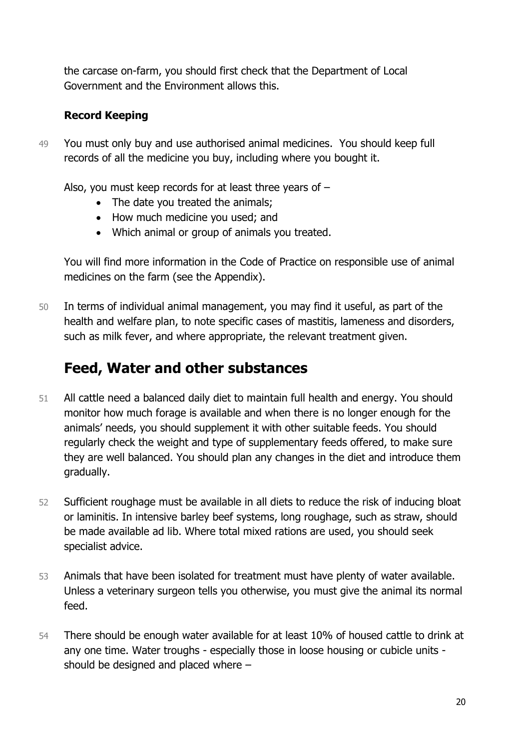the carcase on-farm, you should first check that the Department of Local Government and the Environment allows this.

### Record Keeping

49 You must only buy and use authorised animal medicines. You should keep full records of all the medicine you buy, including where you bought it.

Also, you must keep records for at least three years of –

- The date you treated the animals;
- How much medicine you used; and
- Which animal or group of animals you treated.

You will find more information in the Code of Practice on responsible use of animal medicines on the farm (see the Appendix).

50 In terms of individual animal management, you may find it useful, as part of the health and welfare plan, to note specific cases of mastitis, lameness and disorders, such as milk fever, and where appropriate, the relevant treatment given.

## Feed, Water and other substances

51 All cattle need a balanced daily diet to maintain full health and energy. You should monitor how much forage is available and when there is no longer enough for the animals' needs, you should supplement it with other suitable feeds. You should regularly check the weight and type of supplementary feeds offered, to make sure they are well balanced. You should plan any changes in the diet and introduce them gradually.

52 Sufficient roughage must be available in all diets to reduce the risk of inducing bloat or laminitis. In intensive barley beef systems, long roughage, such as straw, should be made available ad lib. Where total mixed rations are used, you should seek specialist advice.

53 Animals that have been isolated for treatment must have plenty of water available. Unless a veterinary surgeon tells you otherwise, you must give the animal its normal feed.

54 There should be enough water available for at least 10% of housed cattle to drink at any one time. Water troughs - especially those in loose housing or cubicle units - should be designed and placed where –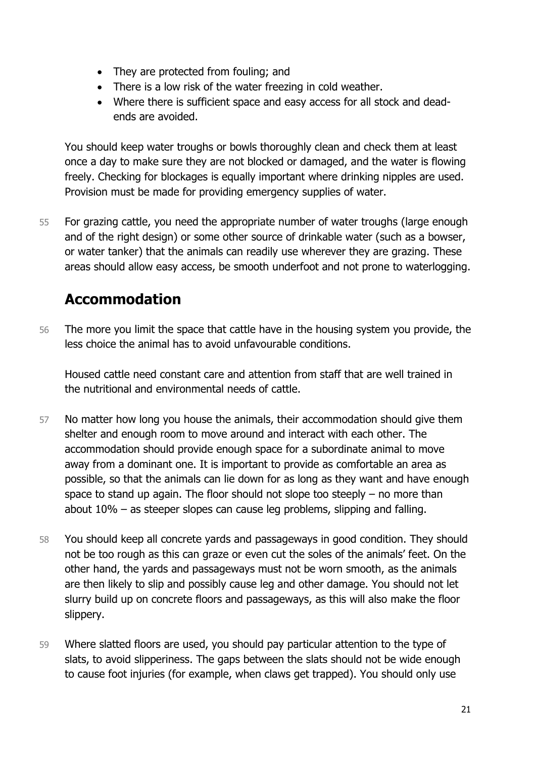- They are protected from fouling; and
- There is a low risk of the water freezing in cold weather.
- Where there is sufficient space and easy access for all stock and dead-ends are avoided.

You should keep water troughs or bowls thoroughly clean and check them at least once a day to make sure they are not blocked or damaged, and the water is flowing freely. Checking for blockages is equally important where drinking nipples are used. Provision must be made for providing emergency supplies of water.

55 For grazing cattle, you need the appropriate number of water troughs (large enough and of the right design) or some other source of drinkable water (such as a bowser, or water tanker) that the animals can readily use wherever they are grazing. These areas should allow easy access, be smooth underfoot and not prone to waterlogging.

## Accommodation

56 The more you limit the space that cattle have in the housing system you provide, the less choice the animal has to avoid unfavourable conditions.

Housed cattle need constant care and attention from staff that are well trained in the nutritional and environmental needs of cattle.

57 No matter how long you house the animals, their accommodation should give them shelter and enough room to move around and interact with each other. The accommodation should provide enough space for a subordinate animal to move away from a dominant one. It is important to provide as comfortable an area as possible, so that the animals can lie down for as long as they want and have enough space to stand up again. The floor should not slope too steeply – no more than about 10% – as steeper slopes can cause leg problems, slipping and falling.

58 You should keep all concrete yards and passageways in good condition. They should not be too rough as this can graze or even cut the soles of the animals' feet. On the other hand, the yards and passageways must not be worn smooth, as the animals are then likely to slip and possibly cause leg and other damage. You should not let slurry build up on concrete floors and passageways, as this will also make the floor slippery.

59 Where slatted floors are used, you should pay particular attention to the type of slats, to avoid slipperiness. The gaps between the slats should not be wide enough to cause foot injuries (for example, when claws get trapped). You should only use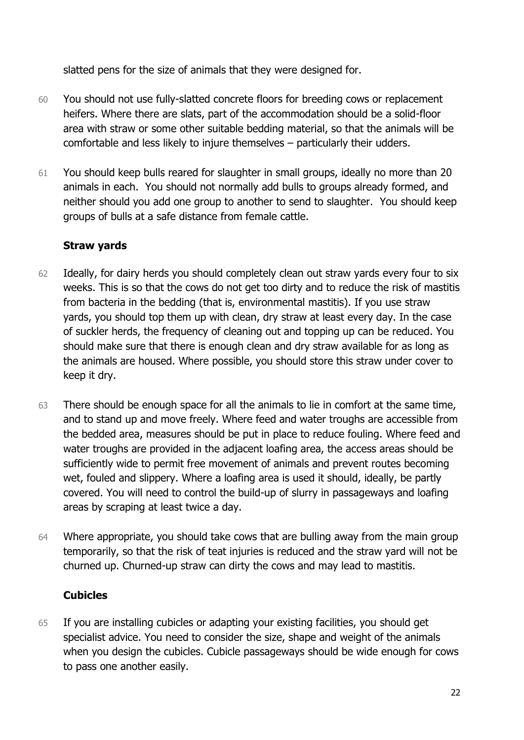slatted pens for the size of animals that they were designed for.

60 You should not use fully-slatted concrete floors for breeding cows or replacement heifers. Where there are slats, part of the accommodation should be a solid-floor area with straw or some other suitable bedding material, so that the animals will be comfortable and less likely to injure themselves – particularly their udders.

61 You should keep bulls reared for slaughter in small groups, ideally no more than 20 animals in each. You should not normally add bulls to groups already formed, and neither should you add one group to another to send to slaughter. You should keep groups of bulls at a safe distance from female cattle.

### Straw yards

62 Ideally, for dairy herds you should completely clean out straw yards every four to six weeks. This is so that the cows do not get too dirty and to reduce the risk of mastitis from bacteria in the bedding (that is, environmental mastitis). If you use straw yards, you should top them up with clean, dry straw at least every day. In the case of suckler herds, the frequency of cleaning out and topping up can be reduced. You should make sure that there is enough clean and dry straw available for as long as the animals are housed. Where possible, you should store this straw under cover to keep it dry.

63 There should be enough space for all the animals to lie in comfort at the same time, and to stand up and move freely. Where feed and water troughs are accessible from the bedded area, measures should be put in place to reduce fouling. Where feed and water troughs are provided in the adjacent loafing area, the access areas should be sufficiently wide to permit free movement of animals and prevent routes becoming wet, fouled and slippery. Where a loafing area is used it should, ideally, be partly covered. You will need to control the build-up of slurry in passageways and loafing areas by scraping at least twice a day.

64 Where appropriate, you should take cows that are bulling away from the main group temporarily, so that the risk of teat injuries is reduced and the straw yard will not be churned up. Churned-up straw can dirty the cows and may lead to mastitis.

### Cubicles

65 If you are installing cubicles or adapting your existing facilities, you should get specialist advice. You need to consider the size, shape and weight of the animals when you design the cubicles. Cubicle passageways should be wide enough for cows to pass one another easily.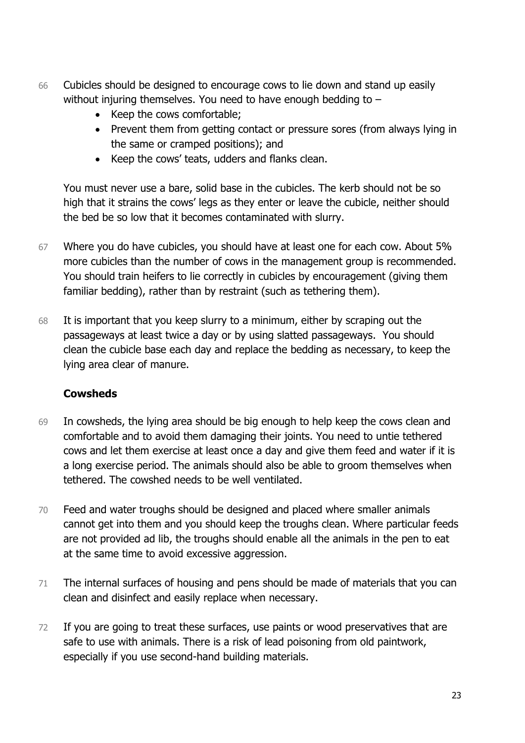66 Cubicles should be designed to encourage cows to lie down and stand up easily without injuring themselves. You need to have enough bedding to –

- Keep the cows comfortable;
- Prevent them from getting contact or pressure sores (from always lying in the same or cramped positions); and
- Keep the cows' teats, udders and flanks clean.

You must never use a bare, solid base in the cubicles. The kerb should not be so high that it strains the cows' legs as they enter or leave the cubicle, neither should the bed be so low that it becomes contaminated with slurry.

67 Where you do have cubicles, you should have at least one for each cow. About 5% more cubicles than the number of cows in the management group is recommended. You should train heifers to lie correctly in cubicles by encouragement (giving them familiar bedding), rather than by restraint (such as tethering them).

68 It is important that you keep slurry to a minimum, either by scraping out the passageways at least twice a day or by using slatted passageways. You should clean the cubicle base each day and replace the bedding as necessary, to keep the lying area clear of manure.

## Cowsheds

69 In cowsheds, the lying area should be big enough to help keep the cows clean and comfortable and to avoid them damaging their joints. You need to untie tethered cows and let them exercise at least once a day and give them feed and water if it is a long exercise period. The animals should also be able to groom themselves when tethered. The cowshed needs to be well ventilated.

70 Feed and water troughs should be designed and placed where smaller animals cannot get into them and you should keep the troughs clean. Where particular feeds are not provided ad lib, the troughs should enable all the animals in the pen to eat at the same time to avoid excessive aggression.

71 The internal surfaces of housing and pens should be made of materials that you can clean and disinfect and easily replace when necessary.

72 If you are going to treat these surfaces, use paints or wood preservatives that are safe to use with animals. There is a risk of lead poisoning from old paintwork, especially if you use second-hand building materials.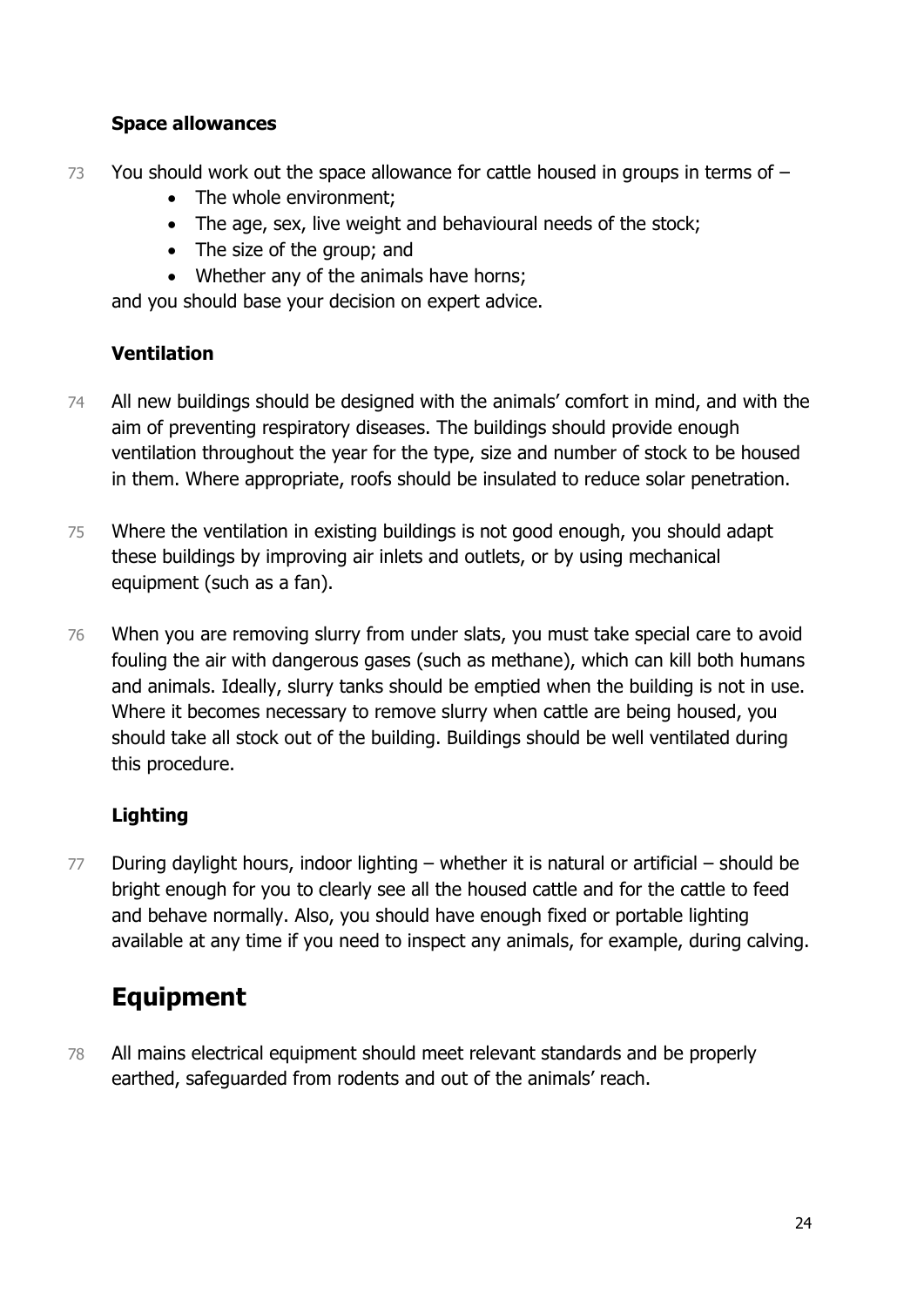### Space allowances

73 You should work out the space allowance for cattle housed in groups in terms of –

- The whole environment;
- The age, sex, live weight and behavioural needs of the stock;
- The size of the group; and
- Whether any of the animals have horns;

and you should base your decision on expert advice.

### Ventilation

74 All new buildings should be designed with the animals' comfort in mind, and with the aim of preventing respiratory diseases. The buildings should provide enough ventilation throughout the year for the type, size and number of stock to be housed in them. Where appropriate, roofs should be insulated to reduce solar penetration.

75 Where the ventilation in existing buildings is not good enough, you should adapt these buildings by improving air inlets and outlets, or by using mechanical equipment (such as a fan).

76 When you are removing slurry from under slats, you must take special care to avoid fouling the air with dangerous gases (such as methane), which can kill both humans and animals. Ideally, slurry tanks should be emptied when the building is not in use. Where it becomes necessary to remove slurry when cattle are being housed, you should take all stock out of the building. Buildings should be well ventilated during this procedure.

### Lighting

77 During daylight hours, indoor lighting – whether it is natural or artificial – should be bright enough for you to clearly see all the housed cattle and for the cattle to feed and behave normally. Also, you should have enough fixed or portable lighting available at any time if you need to inspect any animals, for example, during calving.

## Equipment

78 All mains electrical equipment should meet relevant standards and be properly earthed, safeguarded from rodents and out of the animals' reach.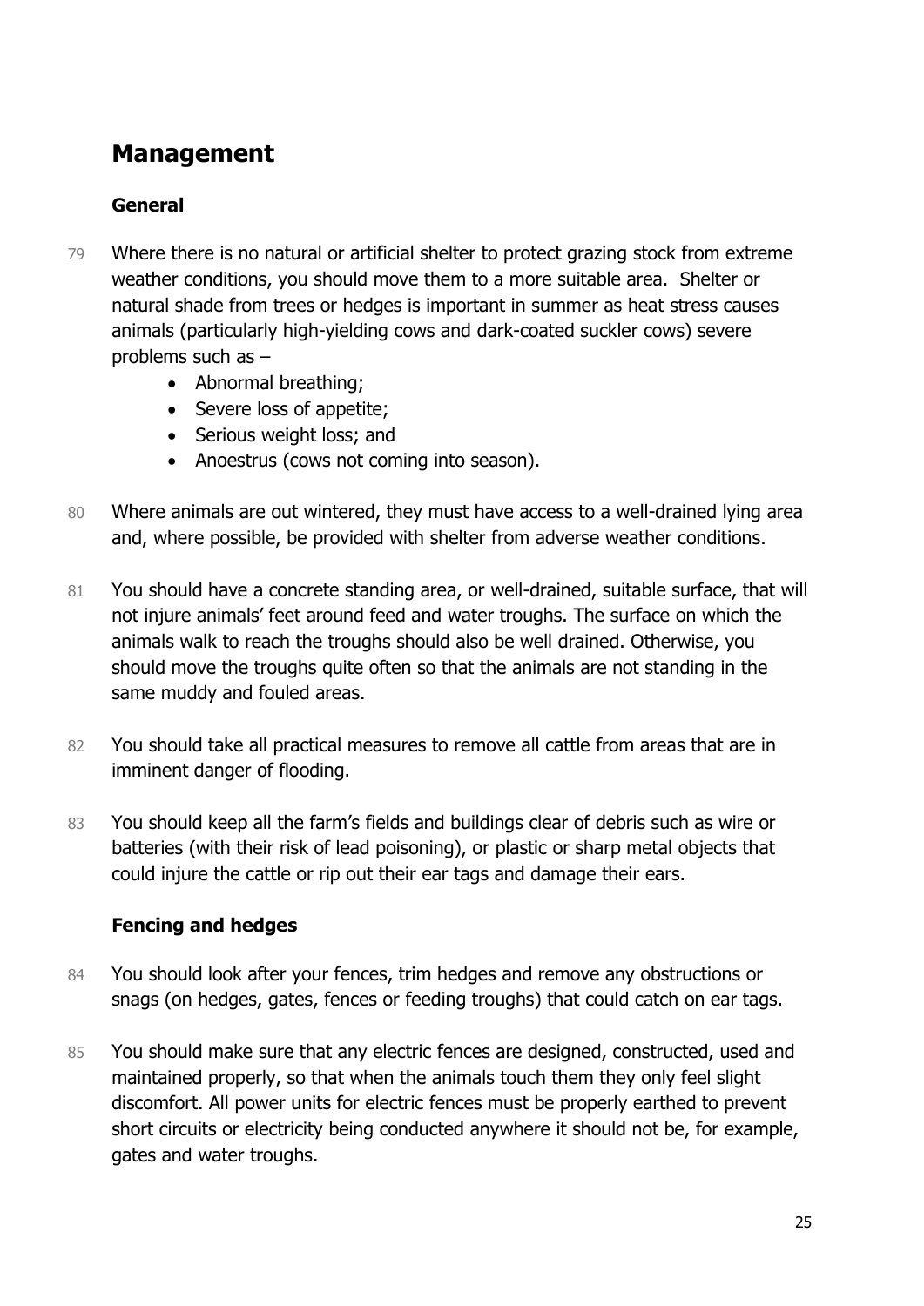## Management

### General

79 Where there is no natural or artificial shelter to protect grazing stock from extreme weather conditions, you should move them to a more suitable area. Shelter or natural shade from trees or hedges is important in summer as heat stress causes animals (particularly high-yielding cows and dark-coated suckler cows) severe problems such as –

- Abnormal breathing;
- Severe loss of appetite;
- Serious weight loss; and
- Anoestrus (cows not coming into season).

80 Where animals are out wintered, they must have access to a well-drained lying area and, where possible, be provided with shelter from adverse weather conditions.

81 You should have a concrete standing area, or well-drained, suitable surface, that will not injure animals' feet around feed and water troughs. The surface on which the animals walk to reach the troughs should also be well drained. Otherwise, you should move the troughs quite often so that the animals are not standing in the same muddy and fouled areas.

82 You should take all practical measures to remove all cattle from areas that are in imminent danger of flooding.

83 You should keep all the farm's fields and buildings clear of debris such as wire or batteries (with their risk of lead poisoning), or plastic or sharp metal objects that could injure the cattle or rip out their ear tags and damage their ears.

### Fencing and hedges

84 You should look after your fences, trim hedges and remove any obstructions or snags (on hedges, gates, fences or feeding troughs) that could catch on ear tags.

85 You should make sure that any electric fences are designed, constructed, used and maintained properly, so that when the animals touch them they only feel slight discomfort. All power units for electric fences must be properly earthed to prevent short circuits or electricity being conducted anywhere it should not be, for example, gates and water troughs.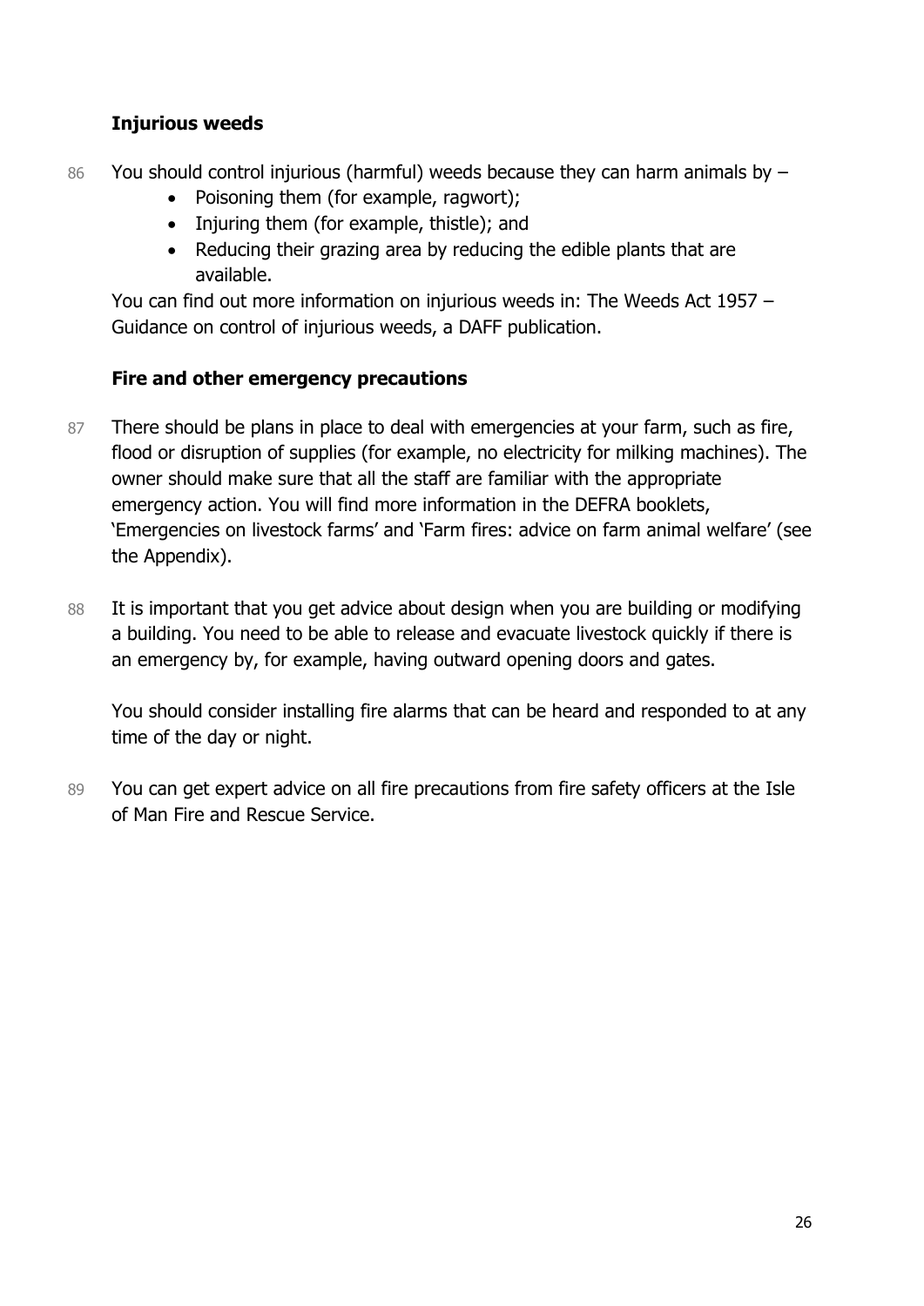### Injurious weeds

86 You should control injurious (harmful) weeds because they can harm animals by –

- Poisoning them (for example, ragwort);
- Injuring them (for example, thistle); and
- Reducing their grazing area by reducing the edible plants that are available.

You can find out more information on injurious weeds in: The Weeds Act 1957 – Guidance on control of injurious weeds, a DAFF publication.

### Fire and other emergency precautions

87 There should be plans in place to deal with emergencies at your farm, such as fire, flood or disruption of supplies (for example, no electricity for milking machines). The owner should make sure that all the staff are familiar with the appropriate emergency action. You will find more information in the DEFRA booklets, 'Emergencies on livestock farms' and 'Farm fires: advice on farm animal welfare' (see the Appendix).

88 It is important that you get advice about design when you are building or modifying a building. You need to be able to release and evacuate livestock quickly if there is an emergency by, for example, having outward opening doors and gates.

You should consider installing fire alarms that can be heard and responded to at any time of the day or night.

89 You can get expert advice on all fire precautions from fire safety officers at the Isle of Man Fire and Rescue Service.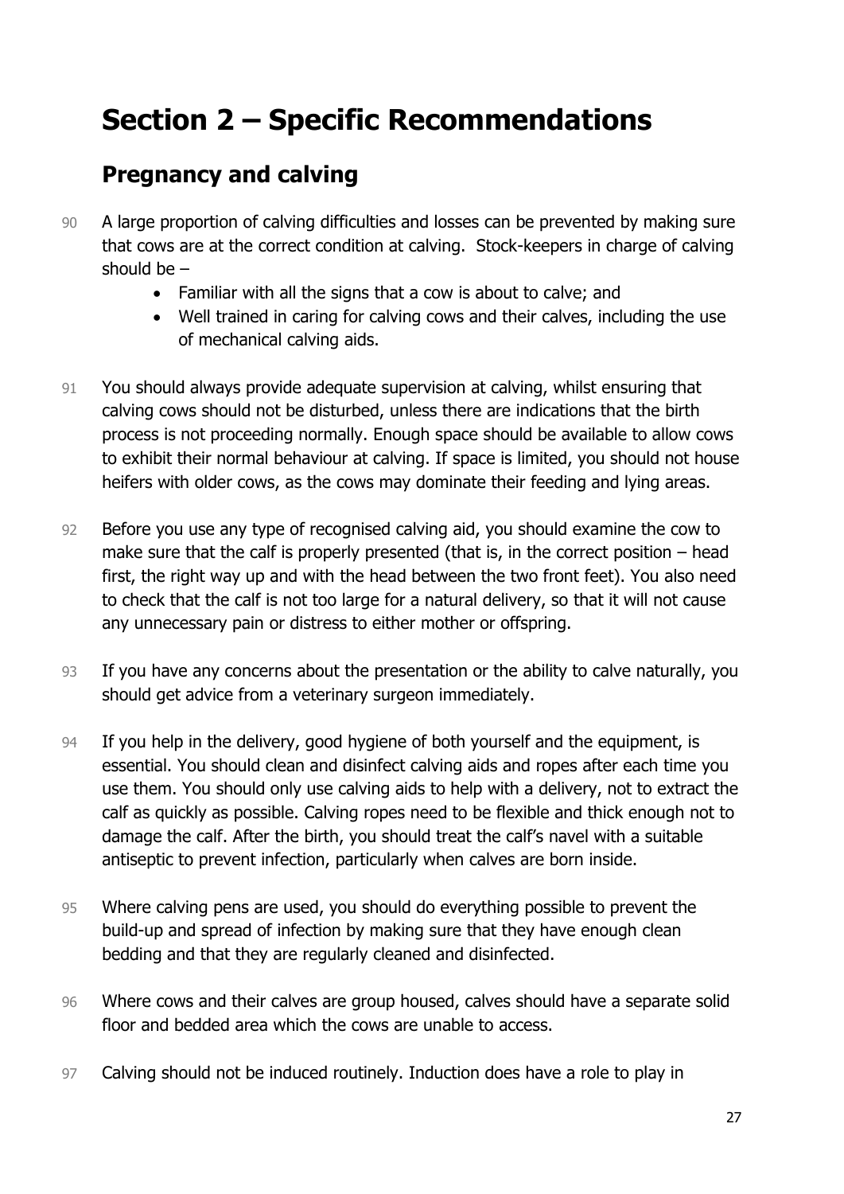# Section 2 – Specific Recommendations

## Pregnancy and calving

90 A large proportion of calving difficulties and losses can be prevented by making sure that cows are at the correct condition at calving. Stock-keepers in charge of calving should be –

- Familiar with all the signs that a cow is about to calve; and
- Well trained in caring for calving cows and their calves, including the use of mechanical calving aids.

91 You should always provide adequate supervision at calving, whilst ensuring that calving cows should not be disturbed, unless there are indications that the birth process is not proceeding normally. Enough space should be available to allow cows to exhibit their normal behaviour at calving. If space is limited, you should not house heifers with older cows, as the cows may dominate their feeding and lying areas.

92 Before you use any type of recognised calving aid, you should examine the cow to make sure that the calf is properly presented (that is, in the correct position – head first, the right way up and with the head between the two front feet). You also need to check that the calf is not too large for a natural delivery, so that it will not cause any unnecessary pain or distress to either mother or offspring.

93 If you have any concerns about the presentation or the ability to calve naturally, you should get advice from a veterinary surgeon immediately.

94 If you help in the delivery, good hygiene of both yourself and the equipment, is essential. You should clean and disinfect calving aids and ropes after each time you use them. You should only use calving aids to help with a delivery, not to extract the calf as quickly as possible. Calving ropes need to be flexible and thick enough not to damage the calf. After the birth, you should treat the calf's navel with a suitable antiseptic to prevent infection, particularly when calves are born inside.

95 Where calving pens are used, you should do everything possible to prevent the build-up and spread of infection by making sure that they have enough clean bedding and that they are regularly cleaned and disinfected.

96 Where cows and their calves are group housed, calves should have a separate solid floor and bedded area which the cows are unable to access.

97 Calving should not be induced routinely. Induction does have a role to play in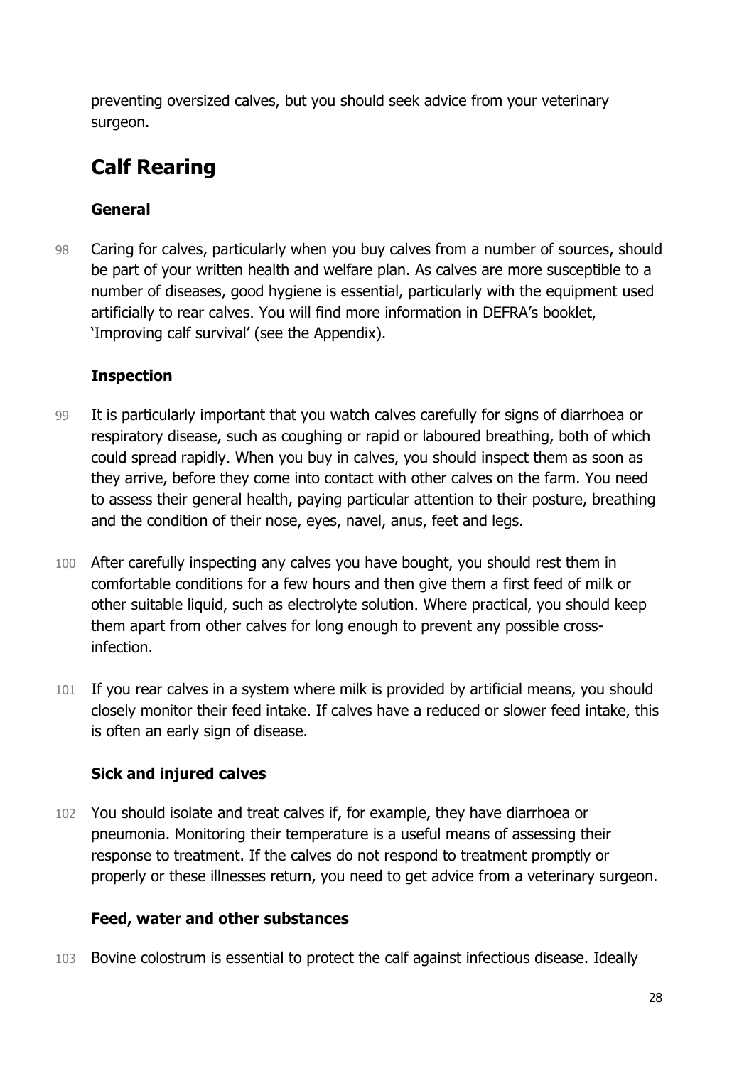preventing oversized calves, but you should seek advice from your veterinary surgeon.

## Calf Rearing

### General

98 Caring for calves, particularly when you buy calves from a number of sources, should be part of your written health and welfare plan. As calves are more susceptible to a number of diseases, good hygiene is essential, particularly with the equipment used artificially to rear calves. You will find more information in DEFRA's booklet, 'Improving calf survival' (see the Appendix).

### Inspection

99 It is particularly important that you watch calves carefully for signs of diarrhoea or respiratory disease, such as coughing or rapid or laboured breathing, both of which could spread rapidly. When you buy in calves, you should inspect them as soon as they arrive, before they come into contact with other calves on the farm. You need to assess their general health, paying particular attention to their posture, breathing and the condition of their nose, eyes, navel, anus, feet and legs.

100 After carefully inspecting any calves you have bought, you should rest them in comfortable conditions for a few hours and then give them a first feed of milk or other suitable liquid, such as electrolyte solution. Where practical, you should keep them apart from other calves for long enough to prevent any possible cross-infection.

101 If you rear calves in a system where milk is provided by artificial means, you should closely monitor their feed intake. If calves have a reduced or slower feed intake, this is often an early sign of disease.

### Sick and injured calves

102 You should isolate and treat calves if, for example, they have diarrhoea or pneumonia. Monitoring their temperature is a useful means of assessing their response to treatment. If the calves do not respond to treatment promptly or properly or these illnesses return, you need to get advice from a veterinary surgeon.

### Feed, water and other substances

103 Bovine colostrum is essential to protect the calf against infectious disease. Ideally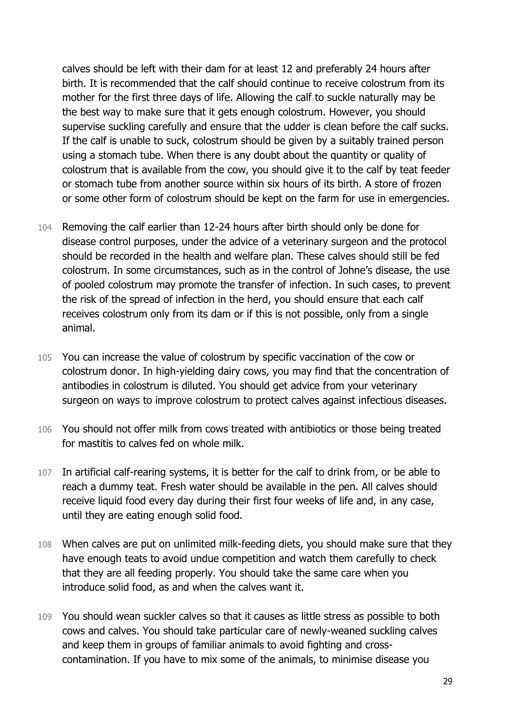calves should be left with their dam for at least 12 and preferably 24 hours after birth. It is recommended that the calf should continue to receive colostrum from its mother for the first three days of life. Allowing the calf to suckle naturally may be the best way to make sure that it gets enough colostrum. However, you should supervise suckling carefully and ensure that the udder is clean before the calf sucks. If the calf is unable to suck, colostrum should be given by a suitably trained person using a stomach tube. When there is any doubt about the quantity or quality of colostrum that is available from the cow, you should give it to the calf by teat feeder or stomach tube from another source within six hours of its birth. A store of frozen or some other form of colostrum should be kept on the farm for use in emergencies.

104 Removing the calf earlier than 12-24 hours after birth should only be done for disease control purposes, under the advice of a veterinary surgeon and the protocol should be recorded in the health and welfare plan. These calves should still be fed colostrum. In some circumstances, such as in the control of Johne's disease, the use of pooled colostrum may promote the transfer of infection. In such cases, to prevent the risk of the spread of infection in the herd, you should ensure that each calf receives colostrum only from its dam or if this is not possible, only from a single animal.

105 You can increase the value of colostrum by specific vaccination of the cow or colostrum donor. In high-yielding dairy cows, you may find that the concentration of antibodies in colostrum is diluted. You should get advice from your veterinary surgeon on ways to improve colostrum to protect calves against infectious diseases.

106 You should not offer milk from cows treated with antibiotics or those being treated for mastitis to calves fed on whole milk.

107 In artificial calf-rearing systems, it is better for the calf to drink from, or be able to reach a dummy teat. Fresh water should be available in the pen. All calves should receive liquid food every day during their first four weeks of life and, in any case, until they are eating enough solid food.

108 When calves are put on unlimited milk-feeding diets, you should make sure that they have enough teats to avoid undue competition and watch them carefully to check that they are all feeding properly. You should take the same care when you introduce solid food, as and when the calves want it.

109 You should wean suckler calves so that it causes as little stress as possible to both cows and calves. You should take particular care of newly-weaned suckling calves and keep them in groups of familiar animals to avoid fighting and cross-contamination. If you have to mix some of the animals, to minimise disease you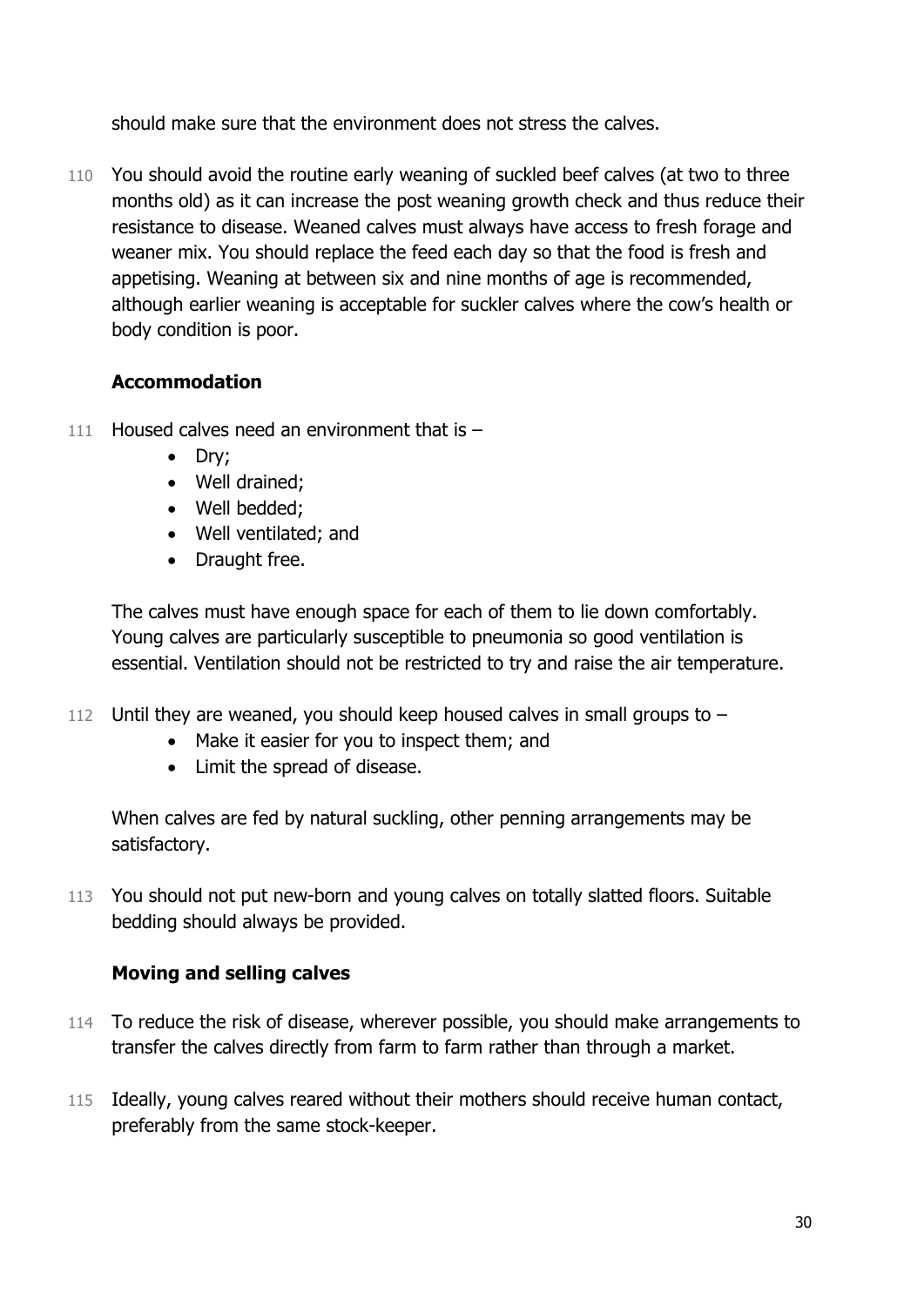should make sure that the environment does not stress the calves.

110 You should avoid the routine early weaning of suckled beef calves (at two to three months old) as it can increase the post weaning growth check and thus reduce their resistance to disease. Weaned calves must always have access to fresh forage and weaner mix. You should replace the feed each day so that the food is fresh and appetising. Weaning at between six and nine months of age is recommended, although earlier weaning is acceptable for suckler calves where the cow's health or body condition is poor.

### Accommodation

111 Housed calves need an environment that is –

- Dry;
- Well drained;
- Well bedded;
- Well ventilated; and
- Draught free.

The calves must have enough space for each of them to lie down comfortably. Young calves are particularly susceptible to pneumonia so good ventilation is essential. Ventilation should not be restricted to try and raise the air temperature.

112 Until they are weaned, you should keep housed calves in small groups to –

- Make it easier for you to inspect them; and
- Limit the spread of disease.

When calves are fed by natural suckling, other penning arrangements may be satisfactory.

113 You should not put new-born and young calves on totally slatted floors. Suitable bedding should always be provided.

### Moving and selling calves

114 To reduce the risk of disease, wherever possible, you should make arrangements to transfer the calves directly from farm to farm rather than through a market.

115 Ideally, young calves reared without their mothers should receive human contact, preferably from the same stock-keeper.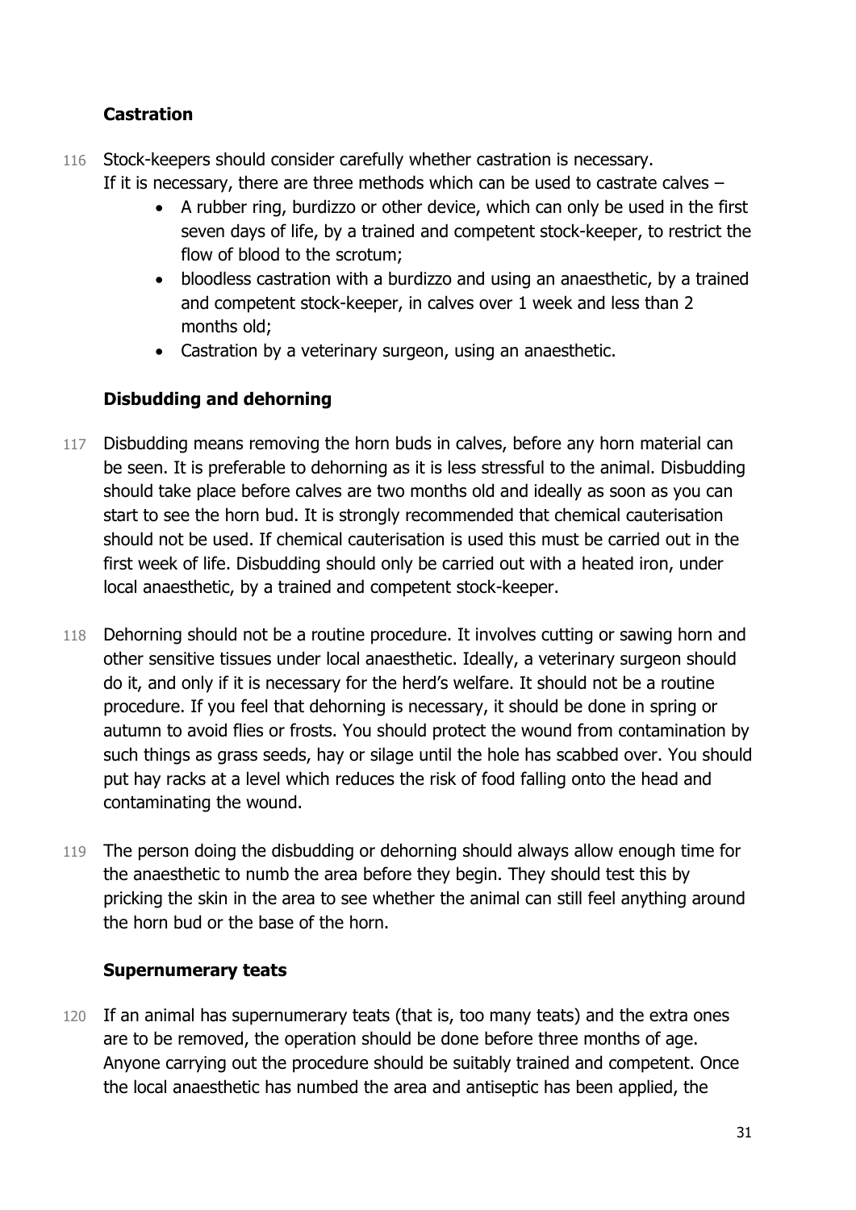### Castration

116 Stock-keepers should consider carefully whether castration is necessary. If it is necessary, there are three methods which can be used to castrate calves –

- A rubber ring, burdizzo or other device, which can only be used in the first seven days of life, by a trained and competent stock-keeper, to restrict the flow of blood to the scrotum;
- bloodless castration with a burdizzo and using an anaesthetic, by a trained and competent stock-keeper, in calves over 1 week and less than 2 months old;
- Castration by a veterinary surgeon, using an anaesthetic.

### Disbudding and dehorning

117 Disbudding means removing the horn buds in calves, before any horn material can be seen. It is preferable to dehorning as it is less stressful to the animal. Disbudding should take place before calves are two months old and ideally as soon as you can start to see the horn bud. It is strongly recommended that chemical cauterisation should not be used. If chemical cauterisation is used this must be carried out in the first week of life. Disbudding should only be carried out with a heated iron, under local anaesthetic, by a trained and competent stock-keeper.

118 Dehorning should not be a routine procedure. It involves cutting or sawing horn and other sensitive tissues under local anaesthetic. Ideally, a veterinary surgeon should do it, and only if it is necessary for the herd's welfare. It should not be a routine procedure. If you feel that dehorning is necessary, it should be done in spring or autumn to avoid flies or frosts. You should protect the wound from contamination by such things as grass seeds, hay or silage until the hole has scabbed over. You should put hay racks at a level which reduces the risk of food falling onto the head and contaminating the wound.

119 The person doing the disbudding or dehorning should always allow enough time for the anaesthetic to numb the area before they begin. They should test this by pricking the skin in the area to see whether the animal can still feel anything around the horn bud or the base of the horn.

### Supernumerary teats

120 If an animal has supernumerary teats (that is, too many teats) and the extra ones are to be removed, the operation should be done before three months of age. Anyone carrying out the procedure should be suitably trained and competent. Once the local anaesthetic has numbed the area and antiseptic has been applied, the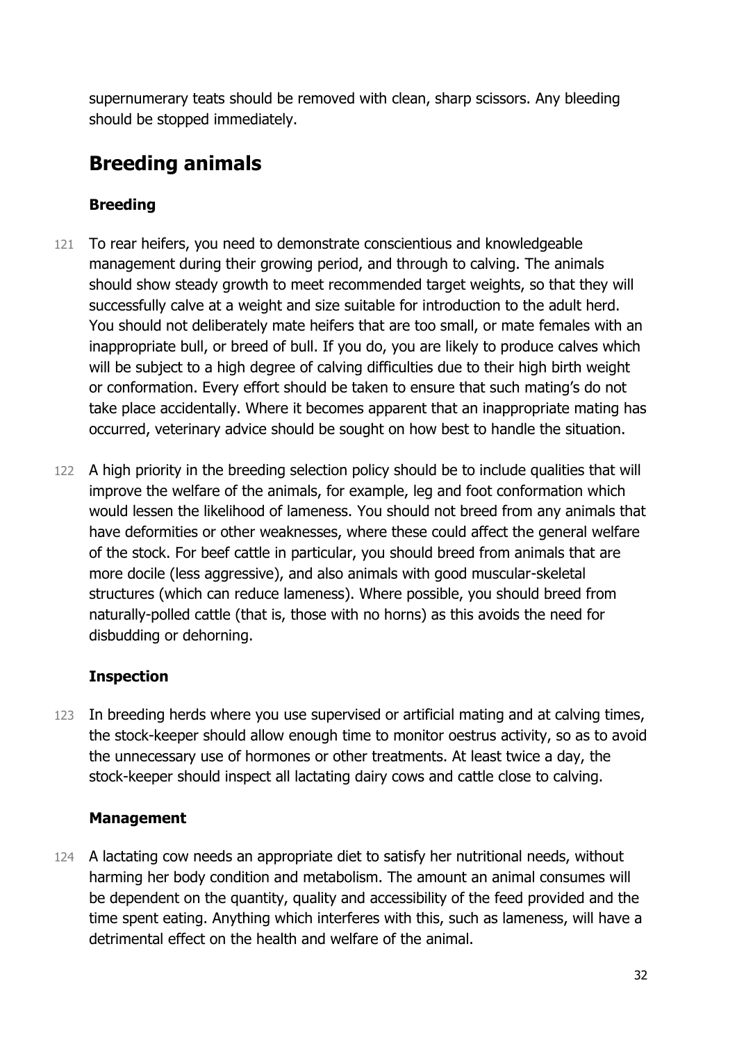supernumerary teats should be removed with clean, sharp scissors. Any bleeding should be stopped immediately.

## Breeding animals

### Breeding

121 To rear heifers, you need to demonstrate conscientious and knowledgeable management during their growing period, and through to calving. The animals should show steady growth to meet recommended target weights, so that they will successfully calve at a weight and size suitable for introduction to the adult herd. You should not deliberately mate heifers that are too small, or mate females with an inappropriate bull, or breed of bull. If you do, you are likely to produce calves which will be subject to a high degree of calving difficulties due to their high birth weight or conformation. Every effort should be taken to ensure that such mating's do not take place accidentally. Where it becomes apparent that an inappropriate mating has occurred, veterinary advice should be sought on how best to handle the situation.

122 A high priority in the breeding selection policy should be to include qualities that will improve the welfare of the animals, for example, leg and foot conformation which would lessen the likelihood of lameness. You should not breed from any animals that have deformities or other weaknesses, where these could affect the general welfare of the stock. For beef cattle in particular, you should breed from animals that are more docile (less aggressive), and also animals with good muscular-skeletal structures (which can reduce lameness). Where possible, you should breed from naturally-polled cattle (that is, those with no horns) as this avoids the need for disbudding or dehorning.

### Inspection

123 In breeding herds where you use supervised or artificial mating and at calving times, the stock-keeper should allow enough time to monitor oestrus activity, so as to avoid the unnecessary use of hormones or other treatments. At least twice a day, the stock-keeper should inspect all lactating dairy cows and cattle close to calving.

### Management

124 A lactating cow needs an appropriate diet to satisfy her nutritional needs, without harming her body condition and metabolism. The amount an animal consumes will be dependent on the quantity, quality and accessibility of the feed provided and the time spent eating. Anything which interferes with this, such as lameness, will have a detrimental effect on the health and welfare of the animal.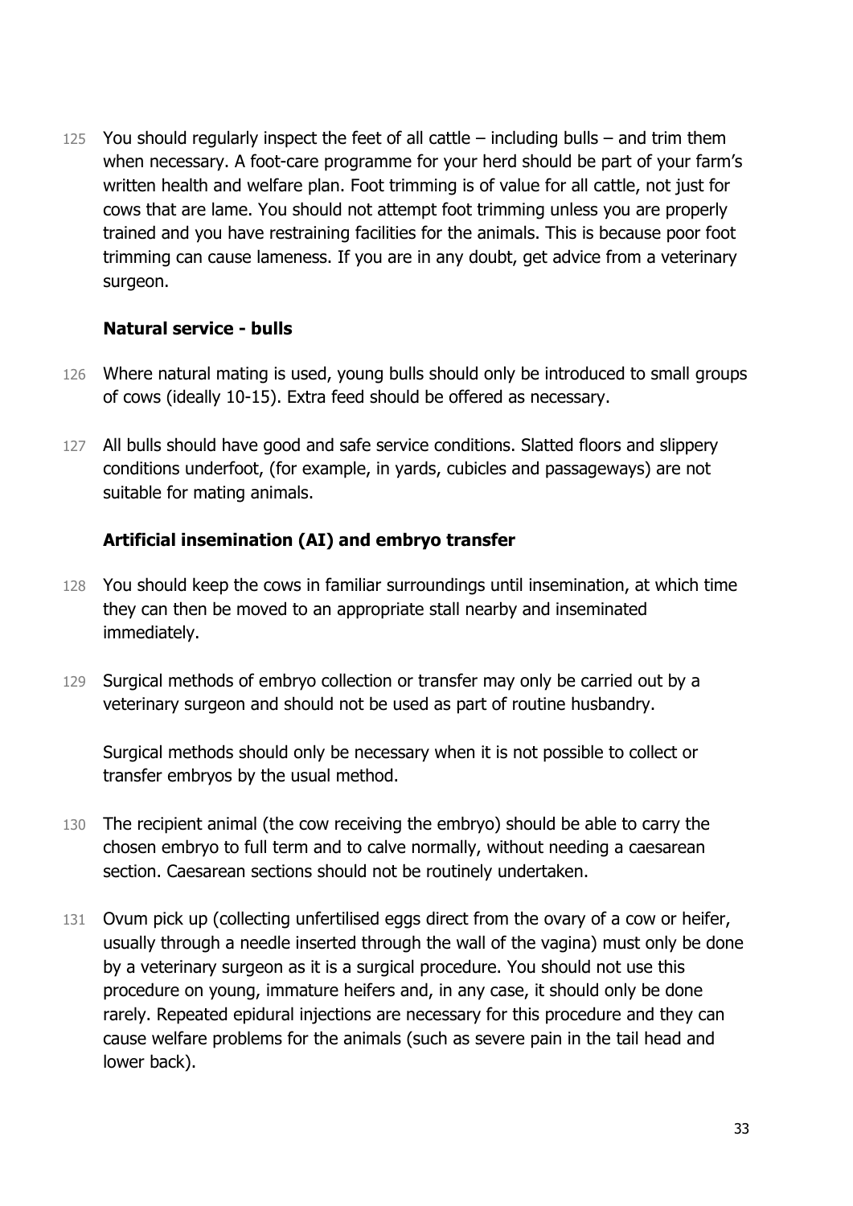125 You should regularly inspect the feet of all cattle – including bulls – and trim them when necessary. A foot-care programme for your herd should be part of your farm's written health and welfare plan. Foot trimming is of value for all cattle, not just for cows that are lame. You should not attempt foot trimming unless you are properly trained and you have restraining facilities for the animals. This is because poor foot trimming can cause lameness. If you are in any doubt, get advice from a veterinary surgeon.

### Natural service - bulls

126 Where natural mating is used, young bulls should only be introduced to small groups of cows (ideally 10-15). Extra feed should be offered as necessary.

127 All bulls should have good and safe service conditions. Slatted floors and slippery conditions underfoot, (for example, in yards, cubicles and passageways) are not suitable for mating animals.

### Artificial insemination (AI) and embryo transfer

128 You should keep the cows in familiar surroundings until insemination, at which time they can then be moved to an appropriate stall nearby and inseminated immediately.

129 Surgical methods of embryo collection or transfer may only be carried out by a veterinary surgeon and should not be used as part of routine husbandry.

Surgical methods should only be necessary when it is not possible to collect or transfer embryos by the usual method.

130 The recipient animal (the cow receiving the embryo) should be able to carry the chosen embryo to full term and to calve normally, without needing a caesarean section. Caesarean sections should not be routinely undertaken.

131 Ovum pick up (collecting unfertilised eggs direct from the ovary of a cow or heifer, usually through a needle inserted through the wall of the vagina) must only be done by a veterinary surgeon as it is a surgical procedure. You should not use this procedure on young, immature heifers and, in any case, it should only be done rarely. Repeated epidural injections are necessary for this procedure and they can cause welfare problems for the animals (such as severe pain in the tail head and lower back).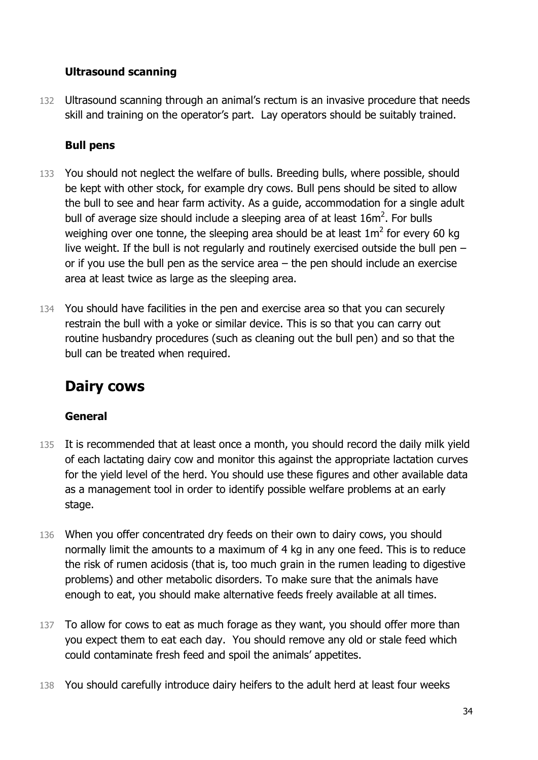### Ultrasound scanning

132 Ultrasound scanning through an animal's rectum is an invasive procedure that needs skill and training on the operator's part. Lay operators should be suitably trained.

### Bull pens

133 You should not neglect the welfare of bulls. Breeding bulls, where possible, should be kept with other stock, for example dry cows. Bull pens should be sited to allow the bull to see and hear farm activity. As a guide, accommodation for a single adult bull of average size should include a sleeping area of at least $16m^2$. For bulls weighing over one tonne, the sleeping area should be at least $1m^2$ for every 60 kg live weight. If the bull is not regularly and routinely exercised outside the bull pen – or if you use the bull pen as the service area – the pen should include an exercise area at least twice as large as the sleeping area.

134 You should have facilities in the pen and exercise area so that you can securely restrain the bull with a yoke or similar device. This is so that you can carry out routine husbandry procedures (such as cleaning out the bull pen) and so that the bull can be treated when required.

## Dairy cows

### General

135 It is recommended that at least once a month, you should record the daily milk yield of each lactating dairy cow and monitor this against the appropriate lactation curves for the yield level of the herd. You should use these figures and other available data as a management tool in order to identify possible welfare problems at an early stage.

136 When you offer concentrated dry feeds on their own to dairy cows, you should normally limit the amounts to a maximum of 4 kg in any one feed. This is to reduce the risk of rumen acidosis (that is, too much grain in the rumen leading to digestive problems) and other metabolic disorders. To make sure that the animals have enough to eat, you should make alternative feeds freely available at all times.

137 To allow for cows to eat as much forage as they want, you should offer more than you expect them to eat each day. You should remove any old or stale feed which could contaminate fresh feed and spoil the animals' appetites.

138 You should carefully introduce dairy heifers to the adult herd at least four weeks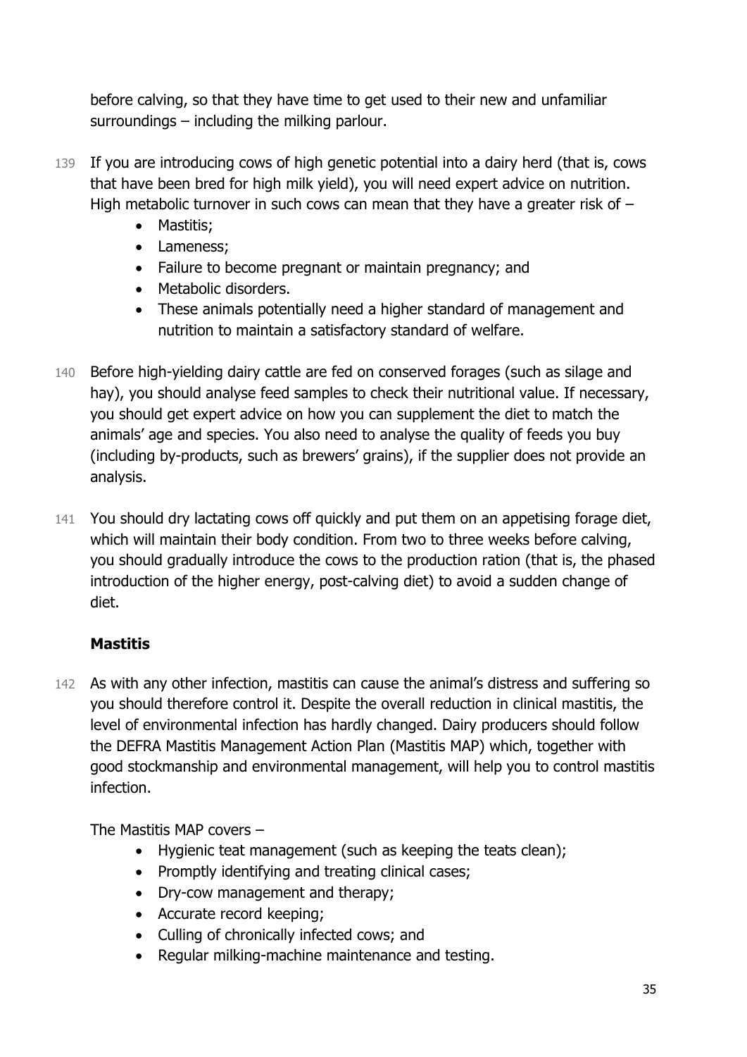before calving, so that they have time to get used to their new and unfamiliar surroundings – including the milking parlour.

139 If you are introducing cows of high genetic potential into a dairy herd (that is, cows that have been bred for high milk yield), you will need expert advice on nutrition. High metabolic turnover in such cows can mean that they have a greater risk of –

- Mastitis;
- Lameness;
- Failure to become pregnant or maintain pregnancy; and
- Metabolic disorders.
- These animals potentially need a higher standard of management and nutrition to maintain a satisfactory standard of welfare.

140 Before high-yielding dairy cattle are fed on conserved forages (such as silage and hay), you should analyse feed samples to check their nutritional value. If necessary, you should get expert advice on how you can supplement the diet to match the animals' age and species. You also need to analyse the quality of feeds you buy (including by-products, such as brewers' grains), if the supplier does not provide an analysis.

141 You should dry lactating cows off quickly and put them on an appetising forage diet, which will maintain their body condition. From two to three weeks before calving, you should gradually introduce the cows to the production ration (that is, the phased introduction of the higher energy, post-calving diet) to avoid a sudden change of diet.

**Mastitis**

142 As with any other infection, mastitis can cause the animal's distress and suffering so you should therefore control it. Despite the overall reduction in clinical mastitis, the level of environmental infection has hardly changed. Dairy producers should follow the DEFRA Mastitis Management Action Plan (Mastitis MAP) which, together with good stockmanship and environmental management, will help you to control mastitis infection.

The Mastitis MAP covers –

- Hygienic teat management (such as keeping the teats clean);
- Promptly identifying and treating clinical cases;
- Dry-cow management and therapy;
- Accurate record keeping;
- Culling of chronically infected cows; and
- Regular milking-machine maintenance and testing.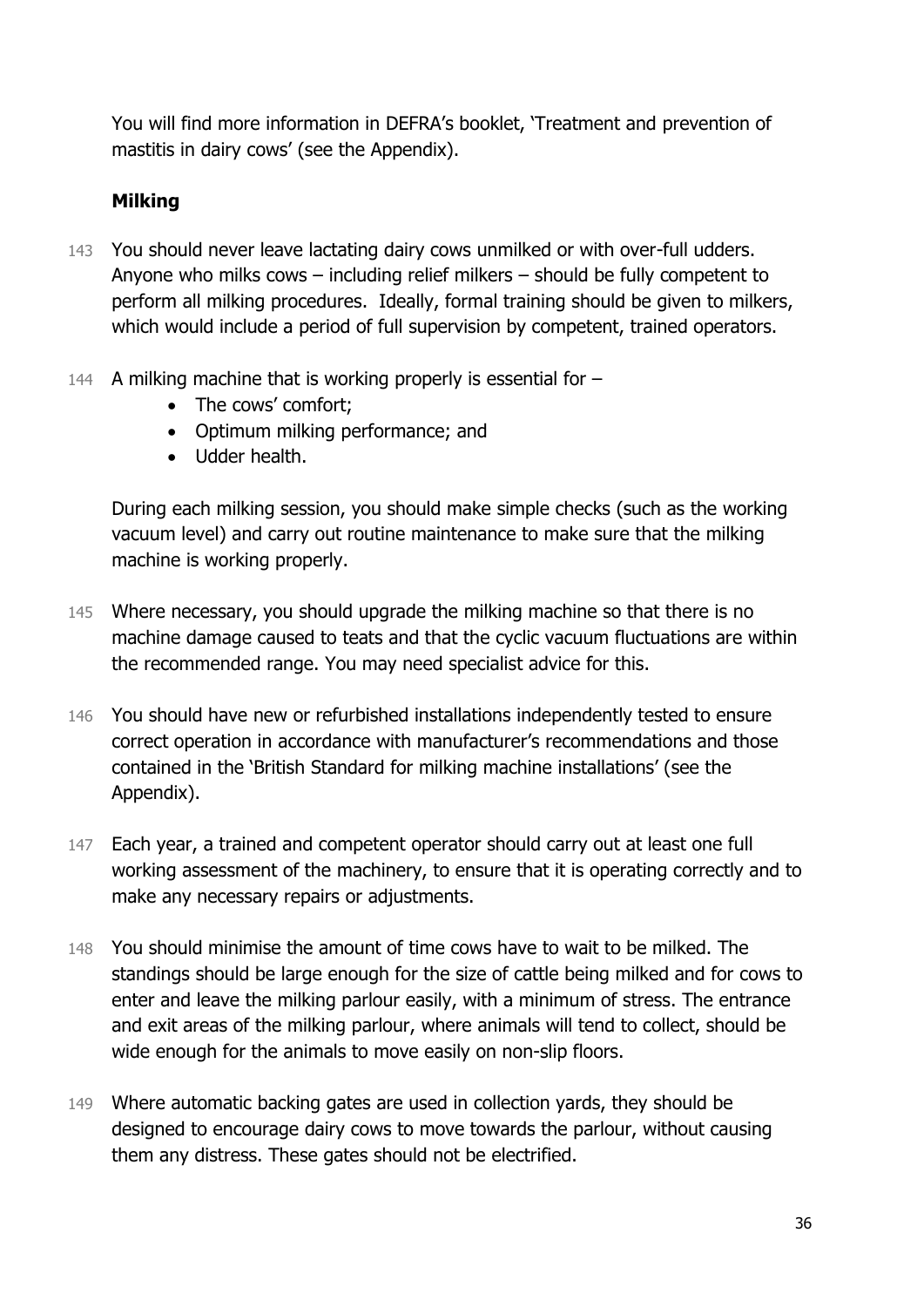You will find more information in DEFRA's booklet, 'Treatment and prevention of mastitis in dairy cows' (see the Appendix).

### Milking

143 You should never leave lactating dairy cows unmilked or with over-full udders. Anyone who milks cows – including relief milkers – should be fully competent to perform all milking procedures. Ideally, formal training should be given to milkers, which would include a period of full supervision by competent, trained operators.

144 A milking machine that is working properly is essential for –

- The cows' comfort;
- Optimum milking performance; and
- Udder health.

During each milking session, you should make simple checks (such as the working vacuum level) and carry out routine maintenance to make sure that the milking machine is working properly.

145 Where necessary, you should upgrade the milking machine so that there is no machine damage caused to teats and that the cyclic vacuum fluctuations are within the recommended range. You may need specialist advice for this.

146 You should have new or refurbished installations independently tested to ensure correct operation in accordance with manufacturer's recommendations and those contained in the 'British Standard for milking machine installations' (see the Appendix).

147 Each year, a trained and competent operator should carry out at least one full working assessment of the machinery, to ensure that it is operating correctly and to make any necessary repairs or adjustments.

148 You should minimise the amount of time cows have to wait to be milked. The standings should be large enough for the size of cattle being milked and for cows to enter and leave the milking parlour easily, with a minimum of stress. The entrance and exit areas of the milking parlour, where animals will tend to collect, should be wide enough for the animals to move easily on non-slip floors.

149 Where automatic backing gates are used in collection yards, they should be designed to encourage dairy cows to move towards the parlour, without causing them any distress. These gates should not be electrified.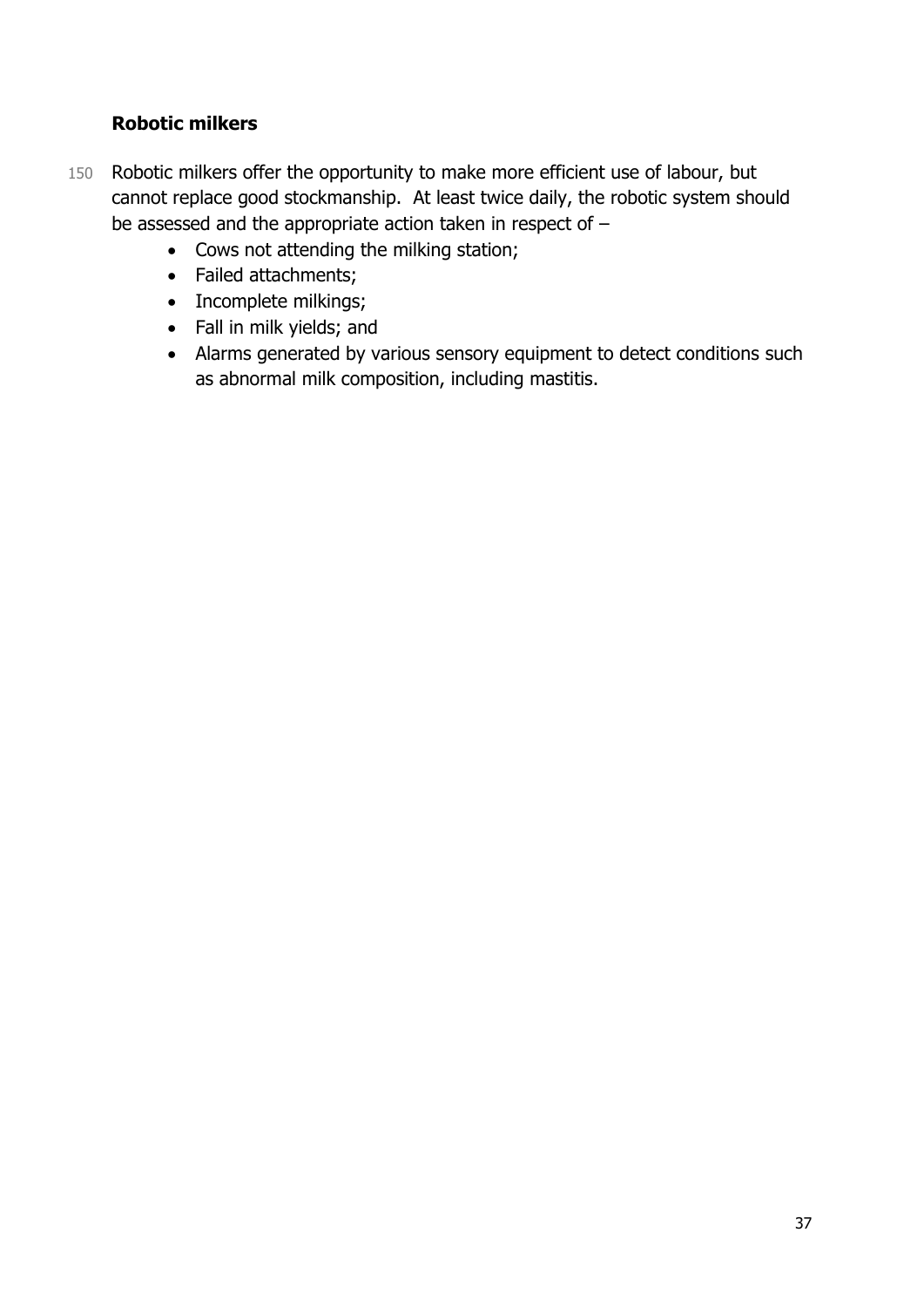### Robotic milkers

150 Robotic milkers offer the opportunity to make more efficient use of labour, but cannot replace good stockmanship. At least twice daily, the robotic system should be assessed and the appropriate action taken in respect of –

- Cows not attending the milking station;
- Failed attachments;
- Incomplete milkings;
- Fall in milk yields; and
- Alarms generated by various sensory equipment to detect conditions such as abnormal milk composition, including mastitis.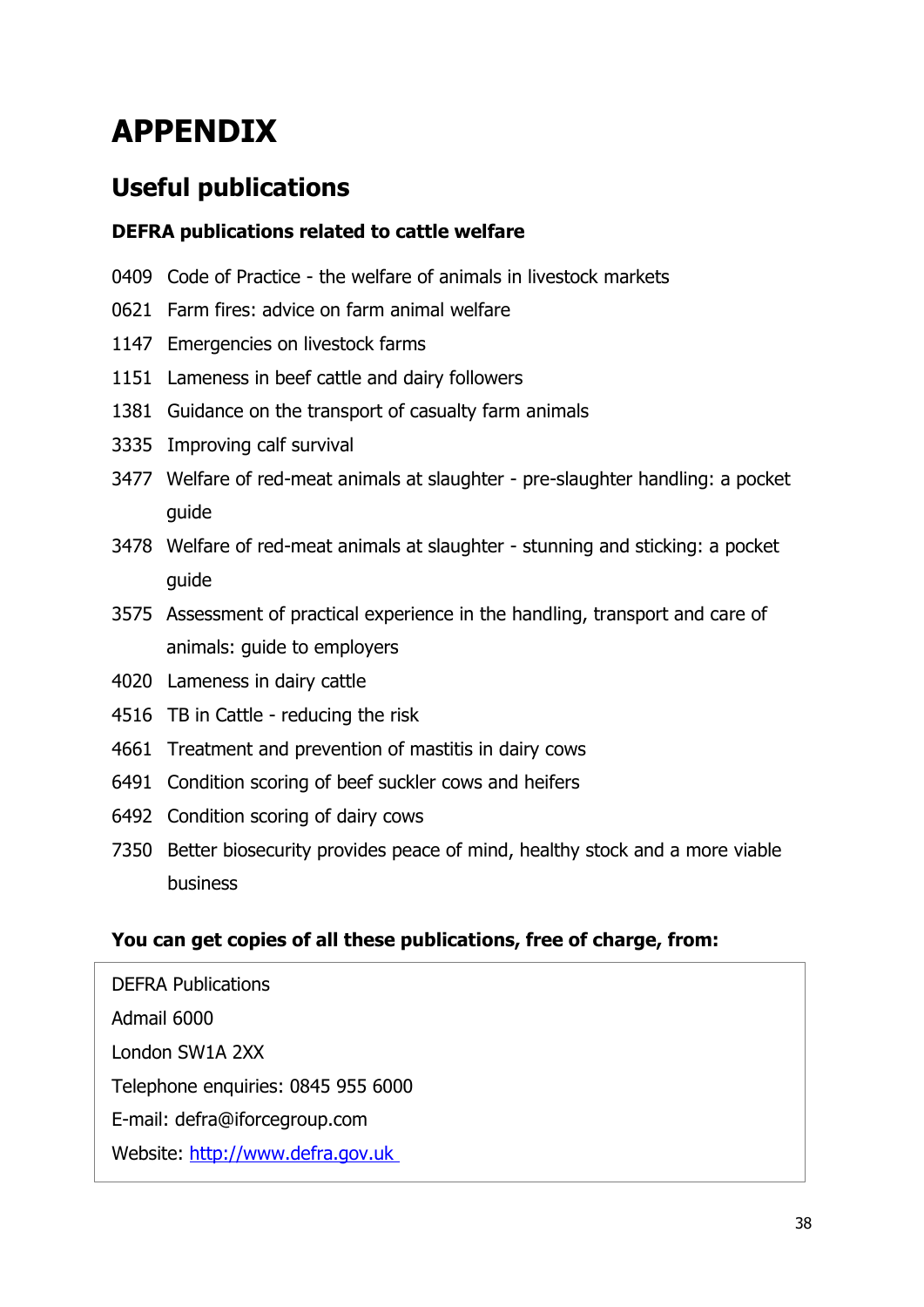# APPENDIX

## Useful publications

### DEFRA publications related to cattle welfare

0409 Code of Practice - the welfare of animals in livestock markets

0621 Farm fires: advice on farm animal welfare

1147 Emergencies on livestock farms

1151 Lameness in beef cattle and dairy followers

1381 Guidance on the transport of casualty farm animals

3335 Improving calf survival

3477 Welfare of red-meat animals at slaughter - pre-slaughter handling: a pocket guide

3478 Welfare of red-meat animals at slaughter - stunning and sticking: a pocket guide

3575 Assessment of practical experience in the handling, transport and care of animals: guide to employers

4020 Lameness in dairy cattle

4516 TB in Cattle - reducing the risk

4661 Treatment and prevention of mastitis in dairy cows

6491 Condition scoring of beef suckler cows and heifers

6492 Condition scoring of dairy cows

7350 Better biosecurity provides peace of mind, healthy stock and a more viable business

**You can get copies of all these publications, free of charge, from:**

DEFRA Publications
Admail 6000
London SW1A 2XX
Telephone enquiries: 0845 955 6000
E-mail: defra@iforcegroup.com
Website: http://www.defra.gov.uk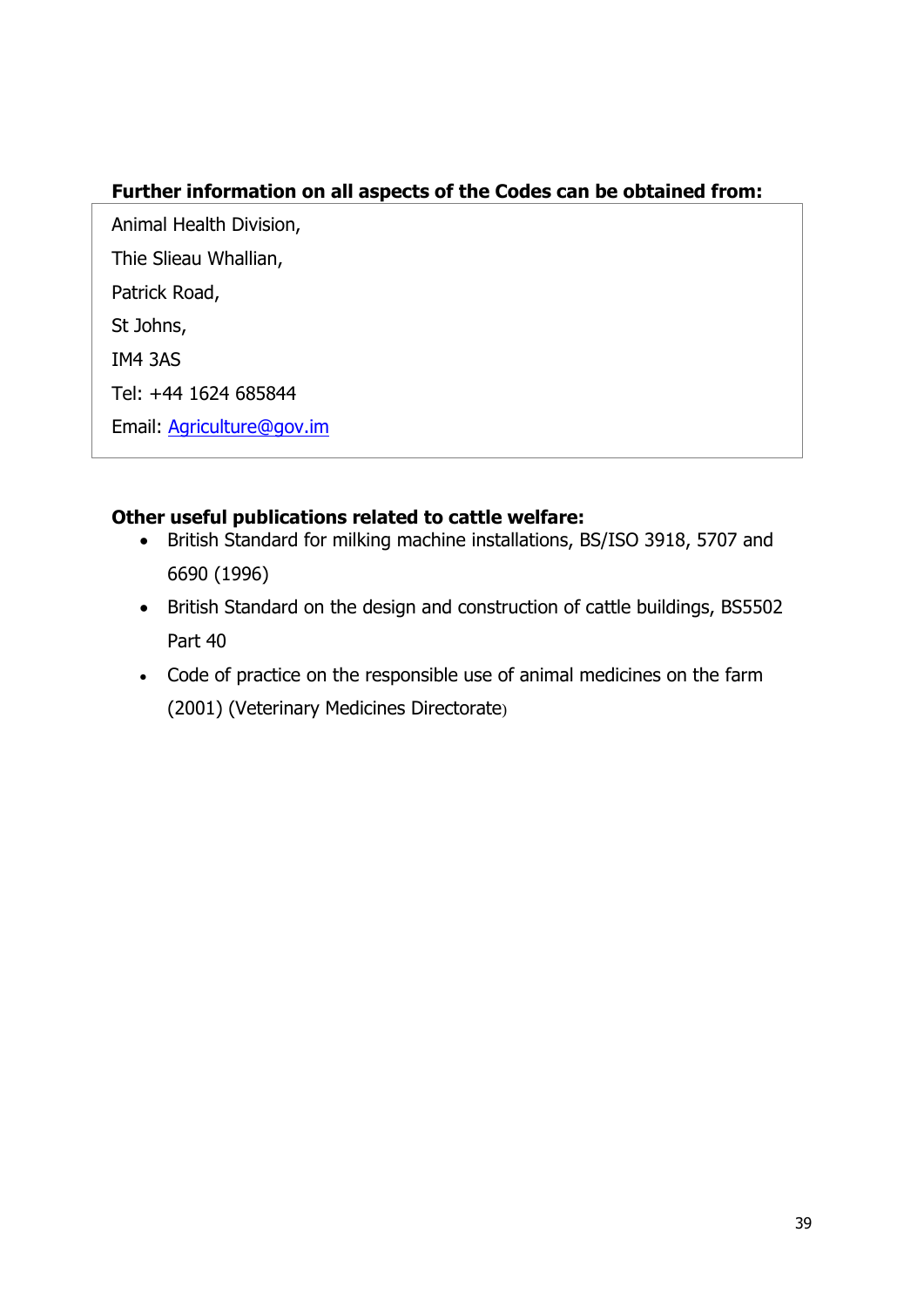**Further information on all aspects of the Codes can be obtained from:**

Animal Health Division,

Thie Slieau Whallian,

Patrick Road,

St Johns,

IM4 3AS

Tel: +44 1624 685844

Email: Agriculture@gov.im

**Other useful publications related to cattle welfare:**

- British Standard for milking machine installations, BS/ISO 3918, 5707 and 6690 (1996)
- British Standard on the design and construction of cattle buildings, BS5502 Part 40
- Code of practice on the responsible use of animal medicines on the farm (2001) (Veterinary Medicines Directorate)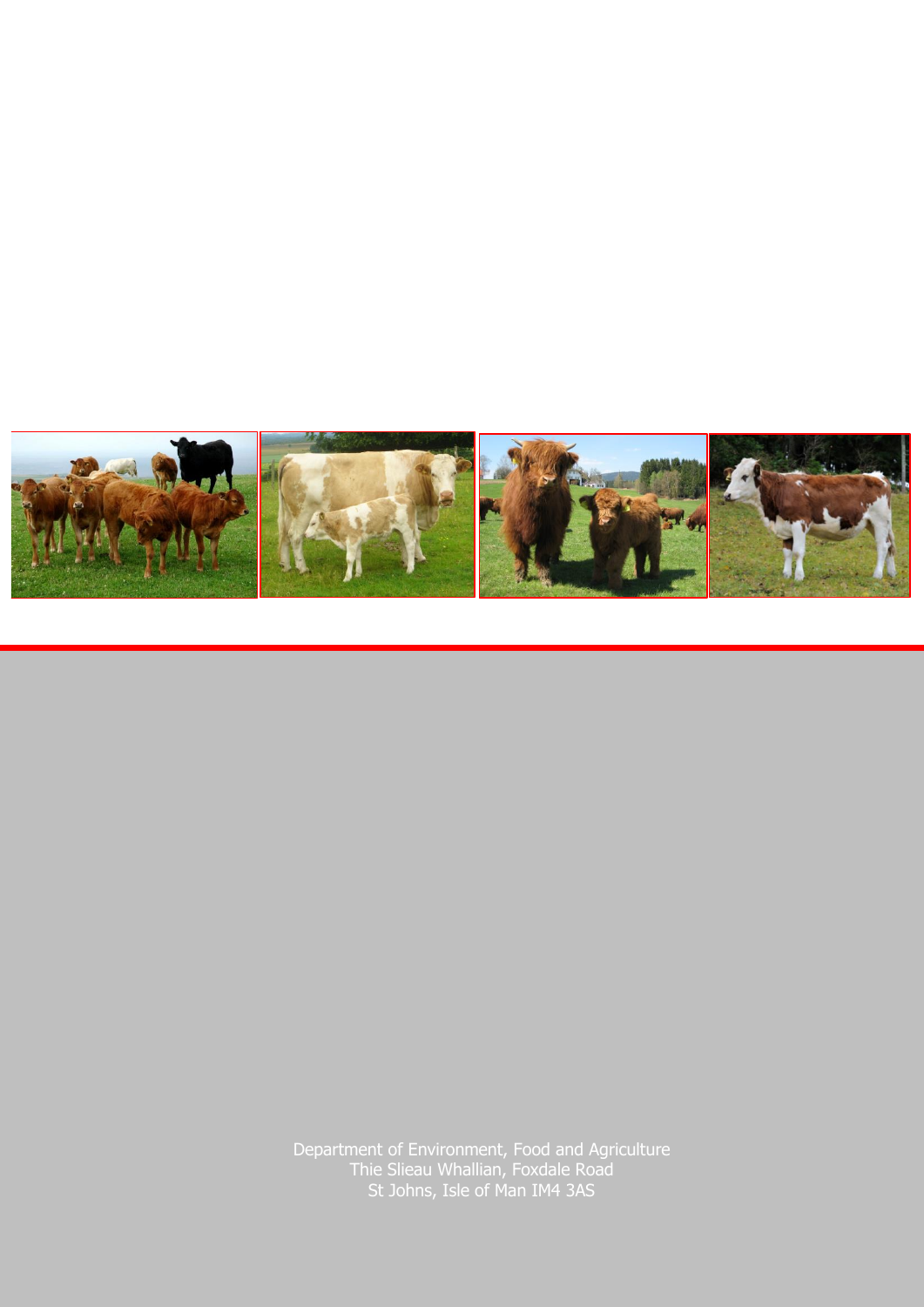Department of Environment, Food and Agriculture
Thie Slieau Whallian, Foxdale Road
St Johns, Isle of Man IM4 3AS